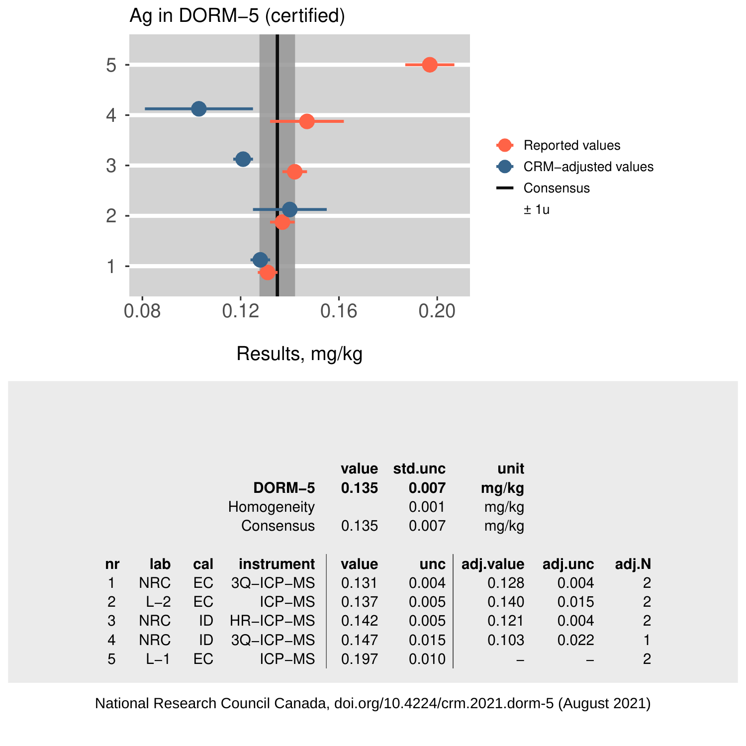# Ag in DORM−5 (certified)

Results, mg/kg

Reported values
CRM−adjusted values
Consensus
± 1u

| | value | std.unc | unit |
|---|---|---|---|
| **DORM−5** | **0.135** | **0.007** | **mg/kg** |
| Homogeneity | | 0.001 | mg/kg |
| Consensus | 0.135 | 0.007 | mg/kg |

| nr | lab | cal | instrument | value | unc | adj.value | adj.unc | adj.N |
|---|---|---|---|---|---|---|---|---|
| 1 | NRC | EC | 3Q−ICP−MS | 0.131 | 0.004 | 0.128 | 0.004 | 2 |
| 2 | L−2 | EC | ICP−MS | 0.137 | 0.005 | 0.140 | 0.015 | 2 |
| 3 | NRC | ID | HR−ICP−MS | 0.142 | 0.005 | 0.121 | 0.004 | 2 |
| 4 | NRC | ID | 3Q−ICP−MS | 0.147 | 0.015 | 0.103 | 0.022 | 1 |
| 5 | L−1 | EC | ICP−MS | 0.197 | 0.010 | – | – | 2 |

National Research Council Canada, doi.org/10.4224/crm.2021.dorm-5 (August 2021)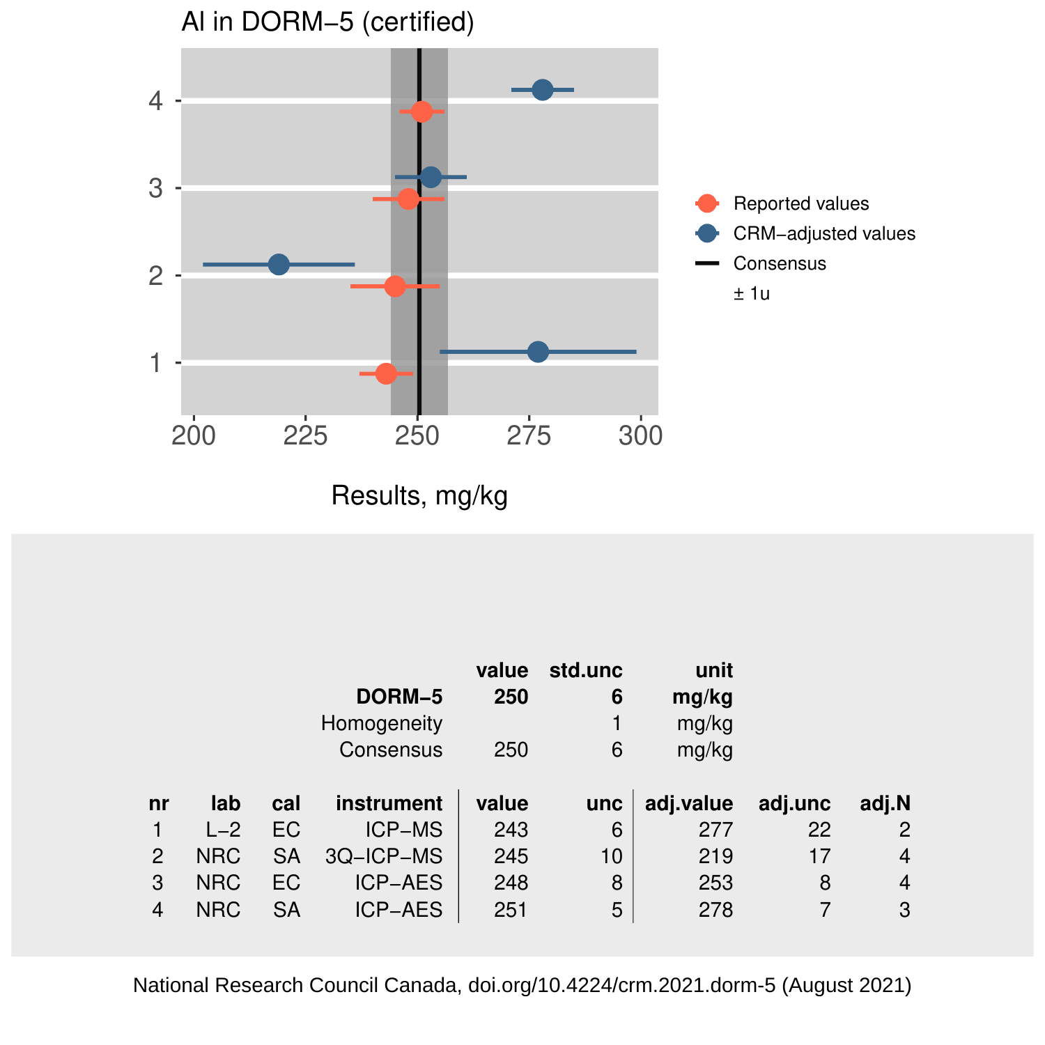## Al in DORM−5 (certified)

| | value | std.unc | unit |
|---|---|---|---|
| **DORM−5** | **250** | **6** | **mg/kg** |
| Homogeneity | | 1 | mg/kg |
| Consensus | 250 | 6 | mg/kg |

| nr | lab | cal | instrument | value | unc | adj.value | adj.unc | adj.N |
|---|---|---|---|---|---|---|---|---|
| 1 | L−2 | EC | ICP−MS | 243 | 6 | 277 | 22 | 2 |
| 2 | NRC | SA | 3Q−ICP−MS | 245 | 10 | 219 | 17 | 4 |
| 3 | NRC | EC | ICP−AES | 248 | 8 | 253 | 8 | 4 |
| 4 | NRC | SA | ICP−AES | 251 | 5 | 278 | 7 | 3 |

National Research Council Canada, doi.org/10.4224/crm.2021.dorm-5 (August 2021)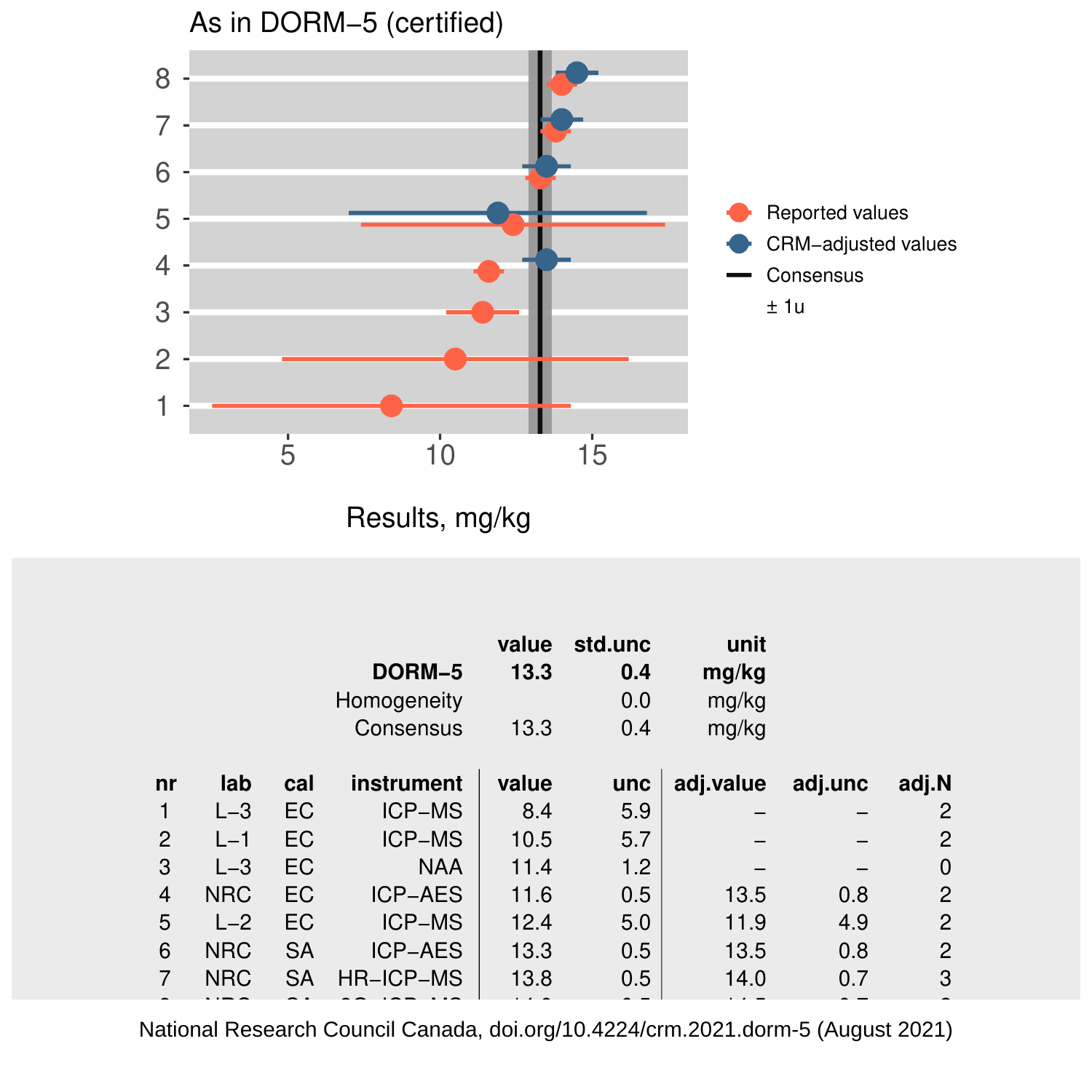# As in DORM−5 (certified)

Results, mg/kg

- Reported values
- CRM−adjusted values
- Consensus
- ± 1u

| | value | std.unc | unit |
|---|---|---|---|
| **DORM−5** | **13.3** | **0.4** | **mg/kg** |
| Homogeneity | | 0.0 | mg/kg |
| Consensus | 13.3 | 0.4 | mg/kg |

| nr | lab | cal | instrument | value | unc | adj.value | adj.unc | adj.N |
|---|---|---|---|---|---|---|---|---|
| 1 | L−3 | EC | ICP−MS | 8.4 | 5.9 | – | – | 2 |
| 2 | L−1 | EC | ICP−MS | 10.5 | 5.7 | – | – | 2 |
| 3 | L−3 | EC | NAA | 11.4 | 1.2 | – | – | 0 |
| 4 | NRC | EC | ICP−AES | 11.6 | 0.5 | 13.5 | 0.8 | 2 |
| 5 | L−2 | EC | ICP−MS | 12.4 | 5.0 | 11.9 | 4.9 | 2 |
| 6 | NRC | SA | ICP−AES | 13.3 | 0.5 | 13.5 | 0.8 | 2 |
| 7 | NRC | SA | HR−ICP−MS | 13.8 | 0.5 | 14.0 | 0.7 | 3 |

National Research Council Canada, doi.org/10.4224/crm.2021.dorm-5 (August 2021)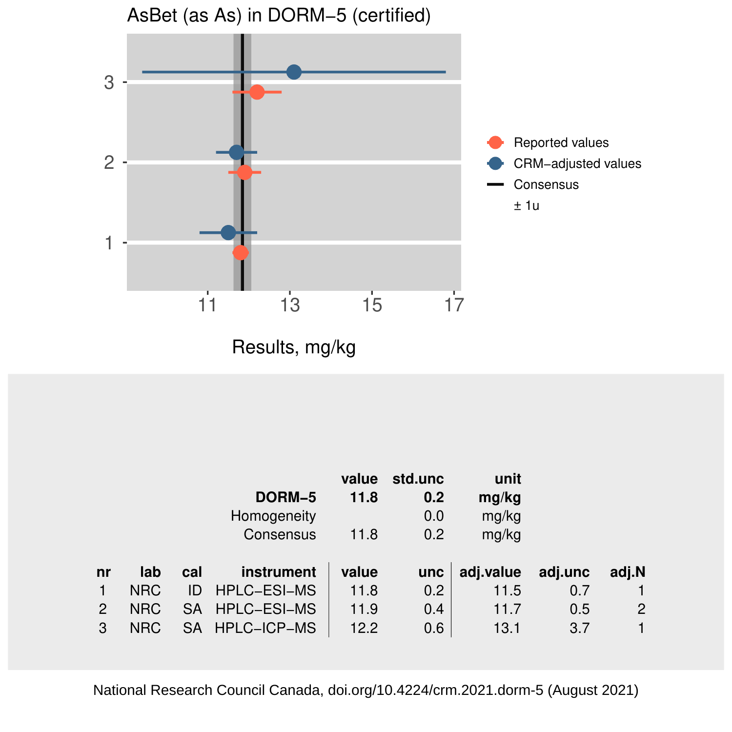AsBet (as As) in DORM−5 (certified)

Results, mg/kg

|  | value | std.unc | unit |
|---|---|---|---|
| **DORM−5** | **11.8** | **0.2** | **mg/kg** |
| Homogeneity |  | 0.0 | mg/kg |
| Consensus | 11.8 | 0.2 | mg/kg |

| nr | lab | cal | instrument | value | unc | adj.value | adj.unc | adj.N |
|---|---|---|---|---|---|---|---|---|
| 1 | NRC | ID | HPLC−ESI−MS | 11.8 | 0.2 | 11.5 | 0.7 | 1 |
| 2 | NRC | SA | HPLC−ESI−MS | 11.9 | 0.4 | 11.7 | 0.5 | 2 |
| 3 | NRC | SA | HPLC−ICP−MS | 12.2 | 0.6 | 13.1 | 3.7 | 1 |

National Research Council Canada, doi.org/10.4224/crm.2021.dorm-5 (August 2021)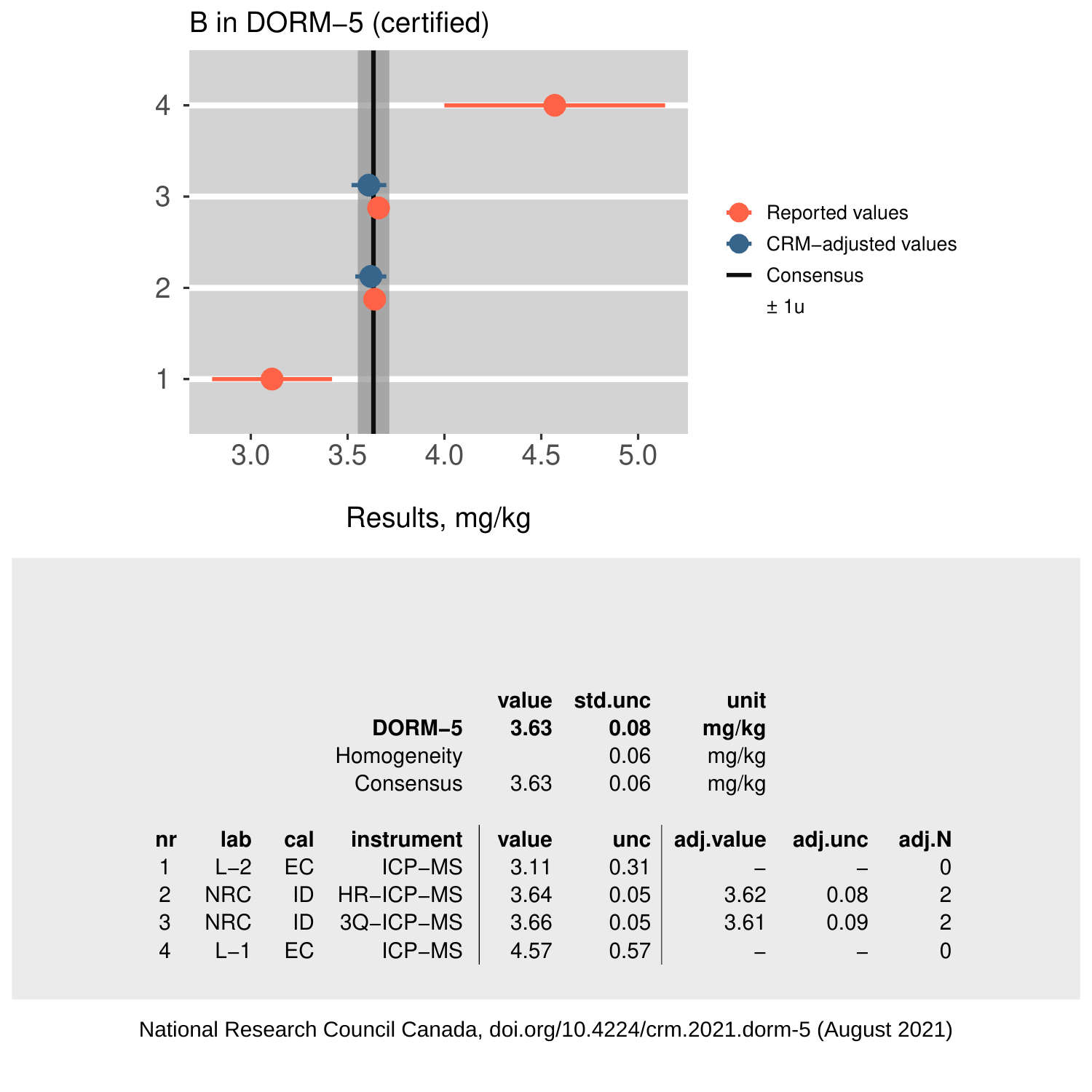# B in DORM−5 (certified)

Results, mg/kg

Legend: Reported values; CRM−adjusted values; Consensus; ± 1u

| | value | std.unc | unit |
|---|---|---|---|
| **DORM−5** | **3.63** | **0.08** | **mg/kg** |
| Homogeneity | | 0.06 | mg/kg |
| Consensus | 3.63 | 0.06 | mg/kg |

| nr | lab | cal | instrument | value | unc | adj.value | adj.unc | adj.N |
|---|---|---|---|---|---|---|---|---|
| 1 | L−2 | EC | ICP−MS | 3.11 | 0.31 | – | – | 0 |
| 2 | NRC | ID | HR−ICP−MS | 3.64 | 0.05 | 3.62 | 0.08 | 2 |
| 3 | NRC | ID | 3Q−ICP−MS | 3.66 | 0.05 | 3.61 | 0.09 | 2 |
| 4 | L−1 | EC | ICP−MS | 4.57 | 0.57 | – | – | 0 |

National Research Council Canada, doi.org/10.4224/crm.2021.dorm-5 (August 2021)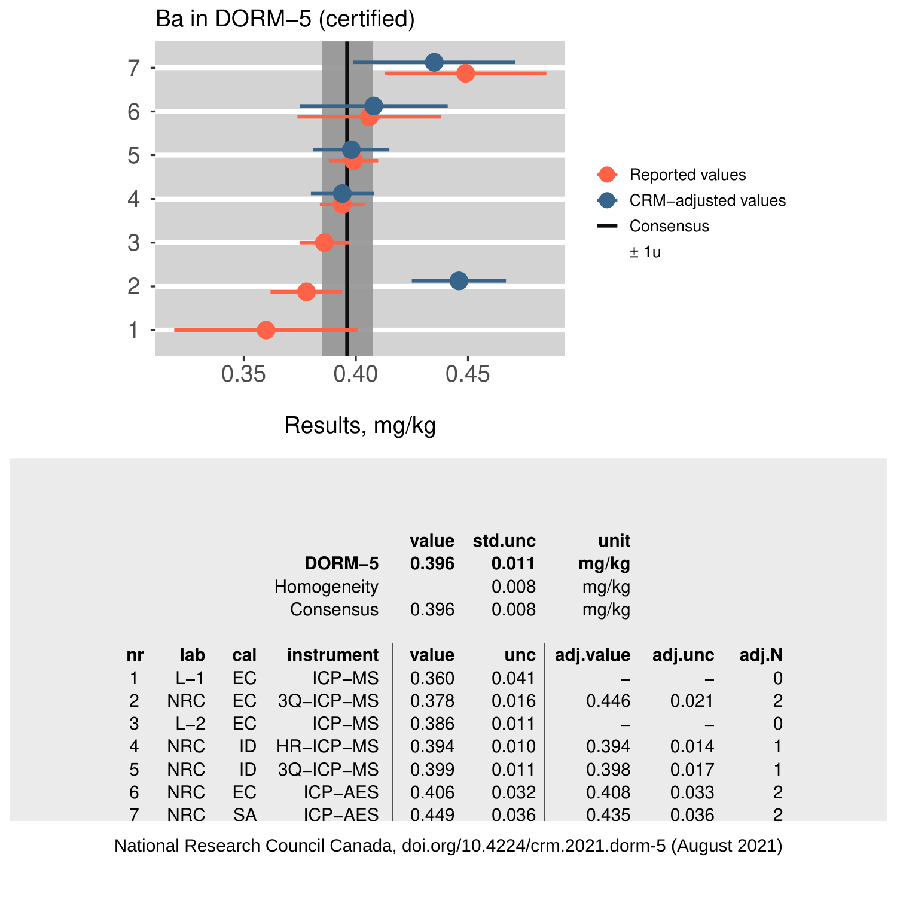## Ba in DORM−5 (certified)

| | value | std.unc | unit |
|---|---|---|---|
| **DORM−5** | **0.396** | **0.011** | **mg/kg** |
| Homogeneity | | 0.008 | mg/kg |
| Consensus | 0.396 | 0.008 | mg/kg |

| nr | lab | cal | instrument | value | unc | adj.value | adj.unc | adj.N |
|---|---|---|---|---|---|---|---|---|
| 1 | L−1 | EC | ICP−MS | 0.360 | 0.041 | – | – | 0 |
| 2 | NRC | EC | 3Q−ICP−MS | 0.378 | 0.016 | 0.446 | 0.021 | 2 |
| 3 | L−2 | EC | ICP−MS | 0.386 | 0.011 | – | – | 0 |
| 4 | NRC | ID | HR−ICP−MS | 0.394 | 0.010 | 0.394 | 0.014 | 1 |
| 5 | NRC | ID | 3Q−ICP−MS | 0.399 | 0.011 | 0.398 | 0.017 | 1 |
| 6 | NRC | EC | ICP−AES | 0.406 | 0.032 | 0.408 | 0.033 | 2 |
| 7 | NRC | SA | ICP−AES | 0.449 | 0.036 | 0.435 | 0.036 | 2 |

National Research Council Canada, doi.org/10.4224/crm.2021.dorm-5 (August 2021)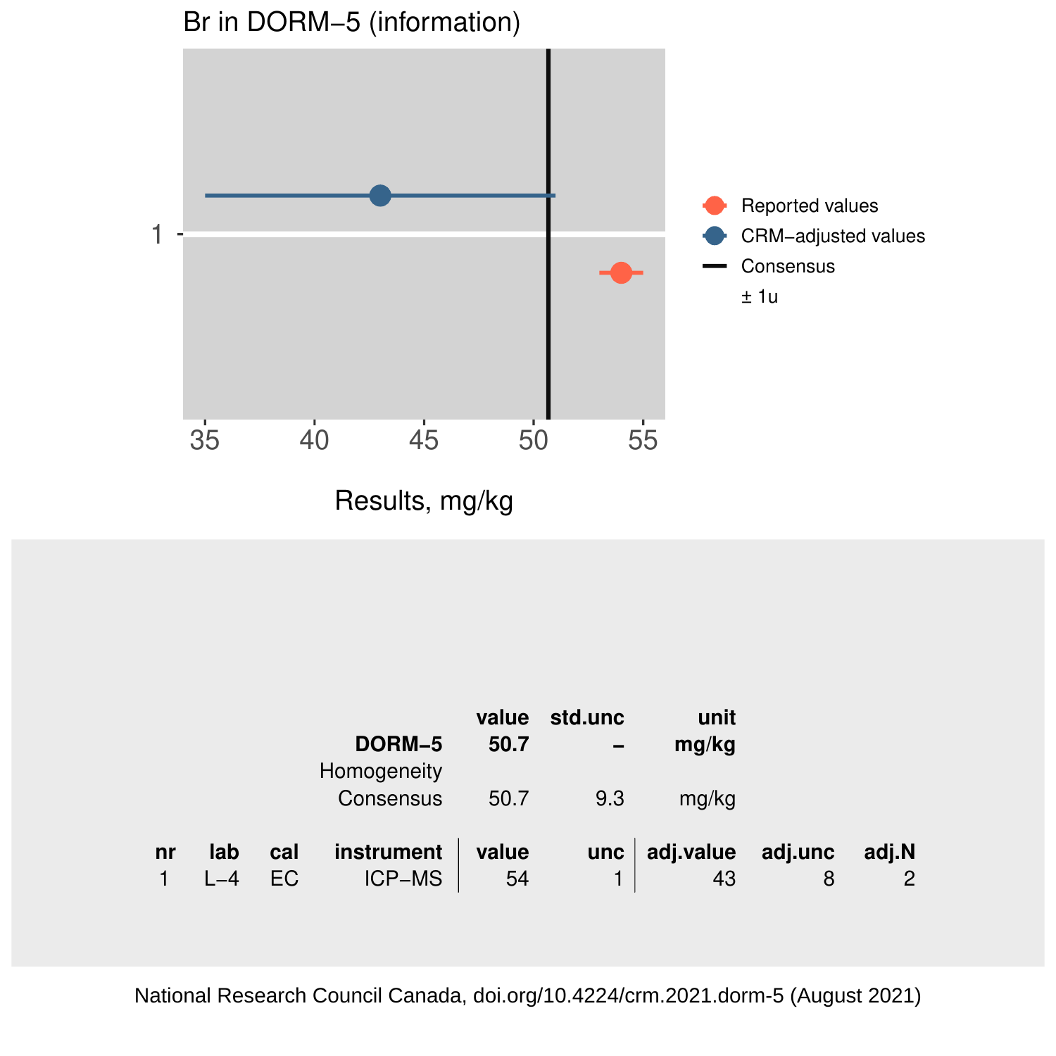## Br in DORM−5 (information)

Results, mg/kg

Reported values
CRM−adjusted values
Consensus
± 1u

| | value | std.unc | unit |
|---|---|---|---|
| **DORM−5** | **50.7** | **–** | **mg/kg** |
| Homogeneity | | | |
| Consensus | 50.7 | 9.3 | mg/kg |

| nr | lab | cal | instrument | value | unc | adj.value | adj.unc | adj.N |
|---|---|---|---|---|---|---|---|---|
| 1 | L−4 | EC | ICP−MS | 54 | 1 | 43 | 8 | 2 |

National Research Council Canada, doi.org/10.4224/crm.2021.dorm-5 (August 2021)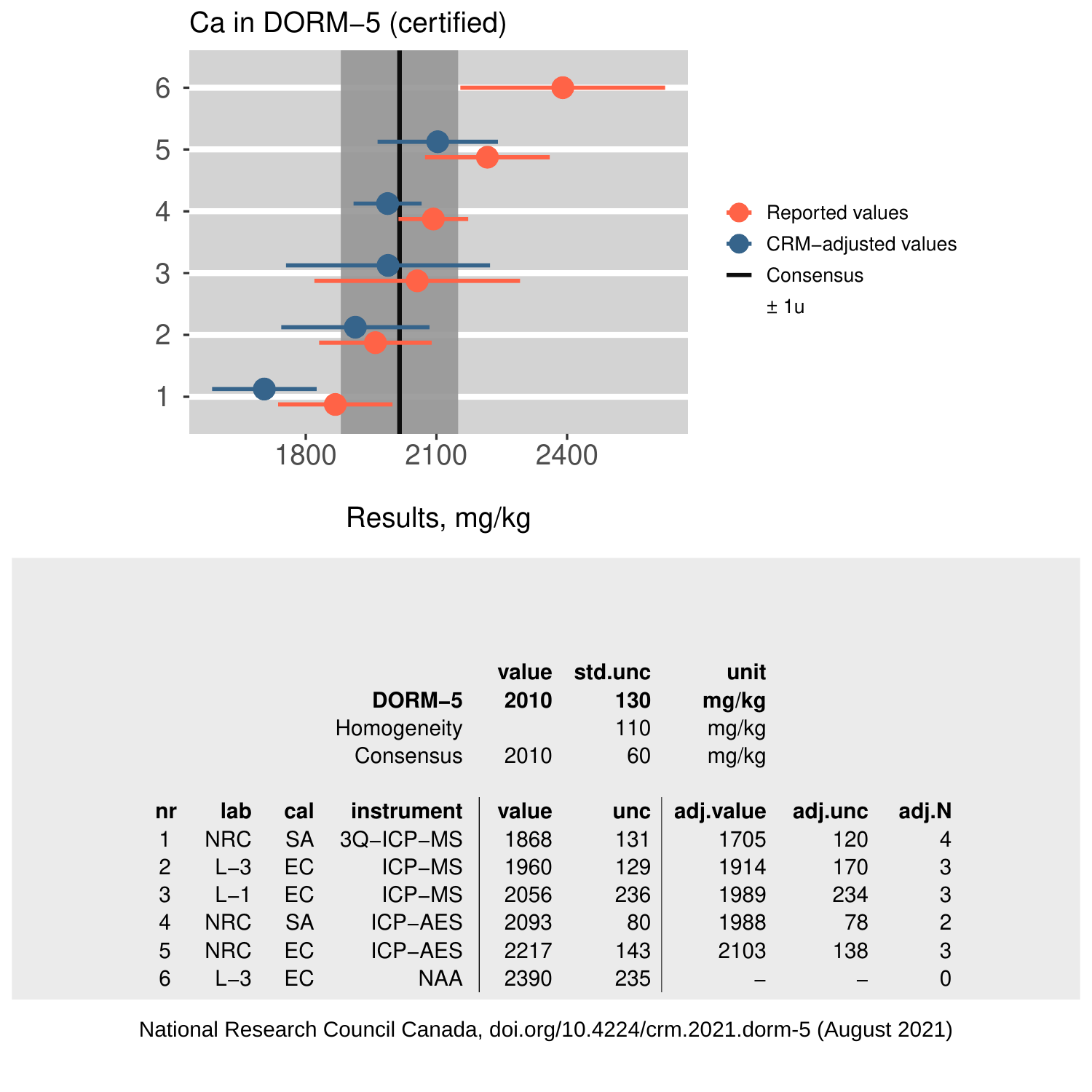# Ca in DORM−5 (certified)

Results, mg/kg

Legend: Reported values; CRM−adjusted values; Consensus; ± 1u

| | value | std.unc | unit |
|---|---|---|---|
| **DORM−5** | **2010** | **130** | **mg/kg** |
| Homogeneity | | 110 | mg/kg |
| Consensus | 2010 | 60 | mg/kg |

| nr | lab | cal | instrument | value | unc | adj.value | adj.unc | adj.N |
|---|---|---|---|---|---|---|---|---|
| 1 | NRC | SA | 3Q−ICP−MS | 1868 | 131 | 1705 | 120 | 4 |
| 2 | L−3 | EC | ICP−MS | 1960 | 129 | 1914 | 170 | 3 |
| 3 | L−1 | EC | ICP−MS | 2056 | 236 | 1989 | 234 | 3 |
| 4 | NRC | SA | ICP−AES | 2093 | 80 | 1988 | 78 | 2 |
| 5 | NRC | EC | ICP−AES | 2217 | 143 | 2103 | 138 | 3 |
| 6 | L−3 | EC | NAA | 2390 | 235 | – | – | 0 |

National Research Council Canada, doi.org/10.4224/crm.2021.dorm-5 (August 2021)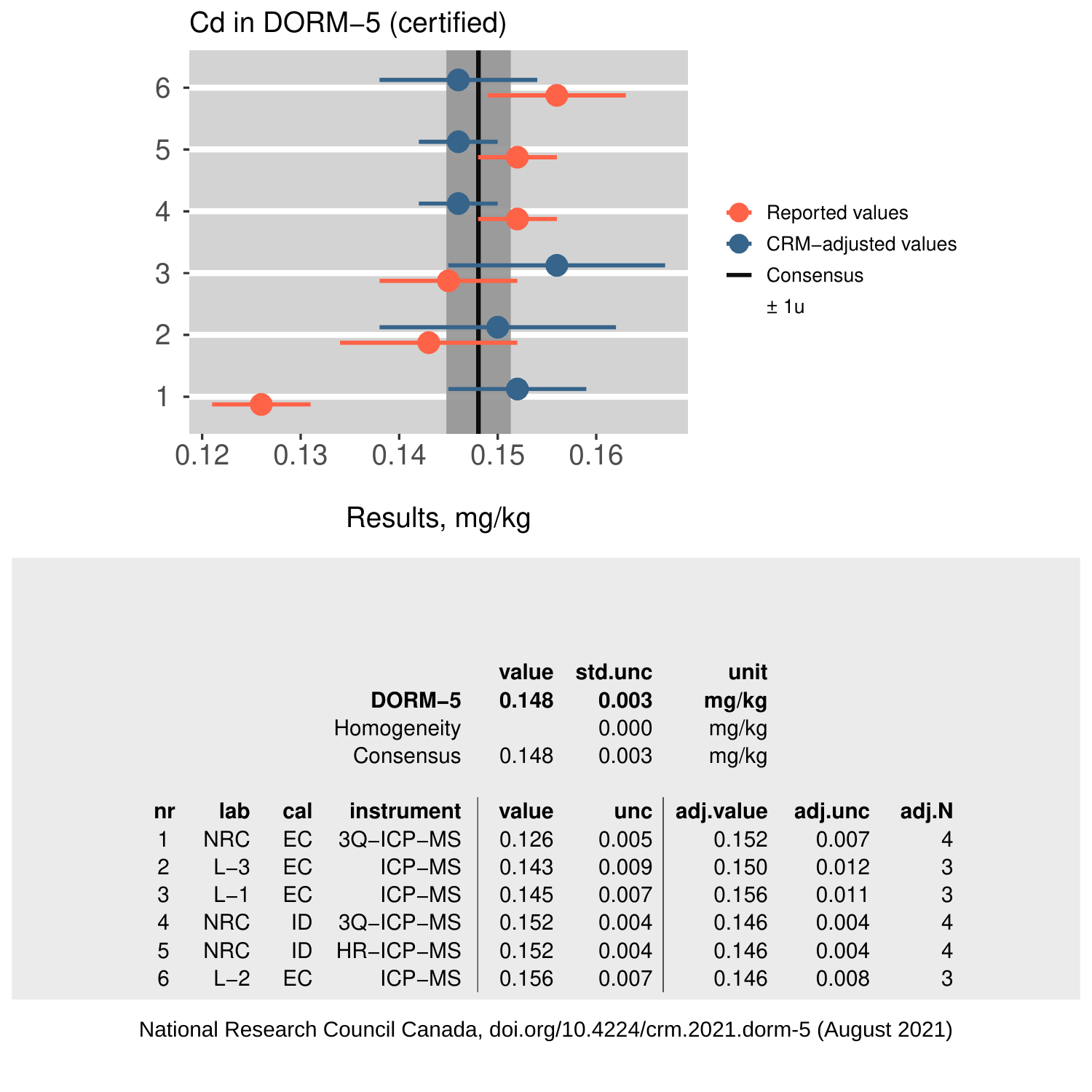## Cd in DORM−5 (certified)

| | value | std.unc | unit |
|---|---|---|---|
| **DORM−5** | **0.148** | **0.003** | **mg/kg** |
| Homogeneity | | 0.000 | mg/kg |
| Consensus | 0.148 | 0.003 | mg/kg |

| nr | lab | cal | instrument | value | unc | adj.value | adj.unc | adj.N |
|---|---|---|---|---|---|---|---|---|
| 1 | NRC | EC | 3Q−ICP−MS | 0.126 | 0.005 | 0.152 | 0.007 | 4 |
| 2 | L−3 | EC | ICP−MS | 0.143 | 0.009 | 0.150 | 0.012 | 3 |
| 3 | L−1 | EC | ICP−MS | 0.145 | 0.007 | 0.156 | 0.011 | 3 |
| 4 | NRC | ID | 3Q−ICP−MS | 0.152 | 0.004 | 0.146 | 0.004 | 4 |
| 5 | NRC | ID | HR−ICP−MS | 0.152 | 0.004 | 0.146 | 0.004 | 4 |
| 6 | L−2 | EC | ICP−MS | 0.156 | 0.007 | 0.146 | 0.008 | 3 |

National Research Council Canada, doi.org/10.4224/crm.2021.dorm-5 (August 2021)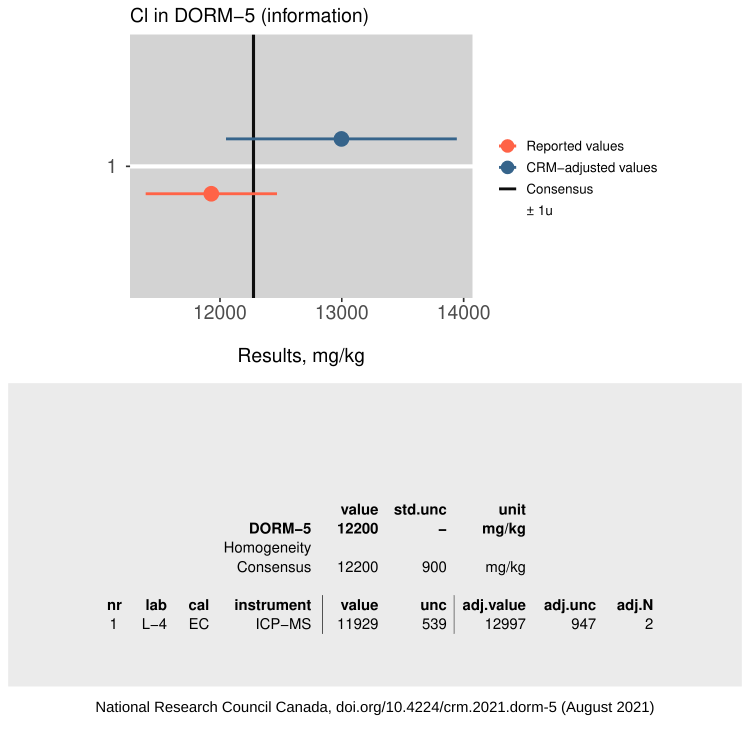# Cl in DORM−5 (information)

Results, mg/kg

| | value | std.unc | unit |
|---|---|---|---|
| **DORM−5** | **12200** | **–** | **mg/kg** |
| Homogeneity | | | |
| Consensus | 12200 | 900 | mg/kg |

| nr | lab | cal | instrument | value | unc | adj.value | adj.unc | adj.N |
|---|---|---|---|---|---|---|---|---|
| 1 | L−4 | EC | ICP−MS | 11929 | 539 | 12997 | 947 | 2 |

National Research Council Canada, doi.org/10.4224/crm.2021.dorm-5 (August 2021)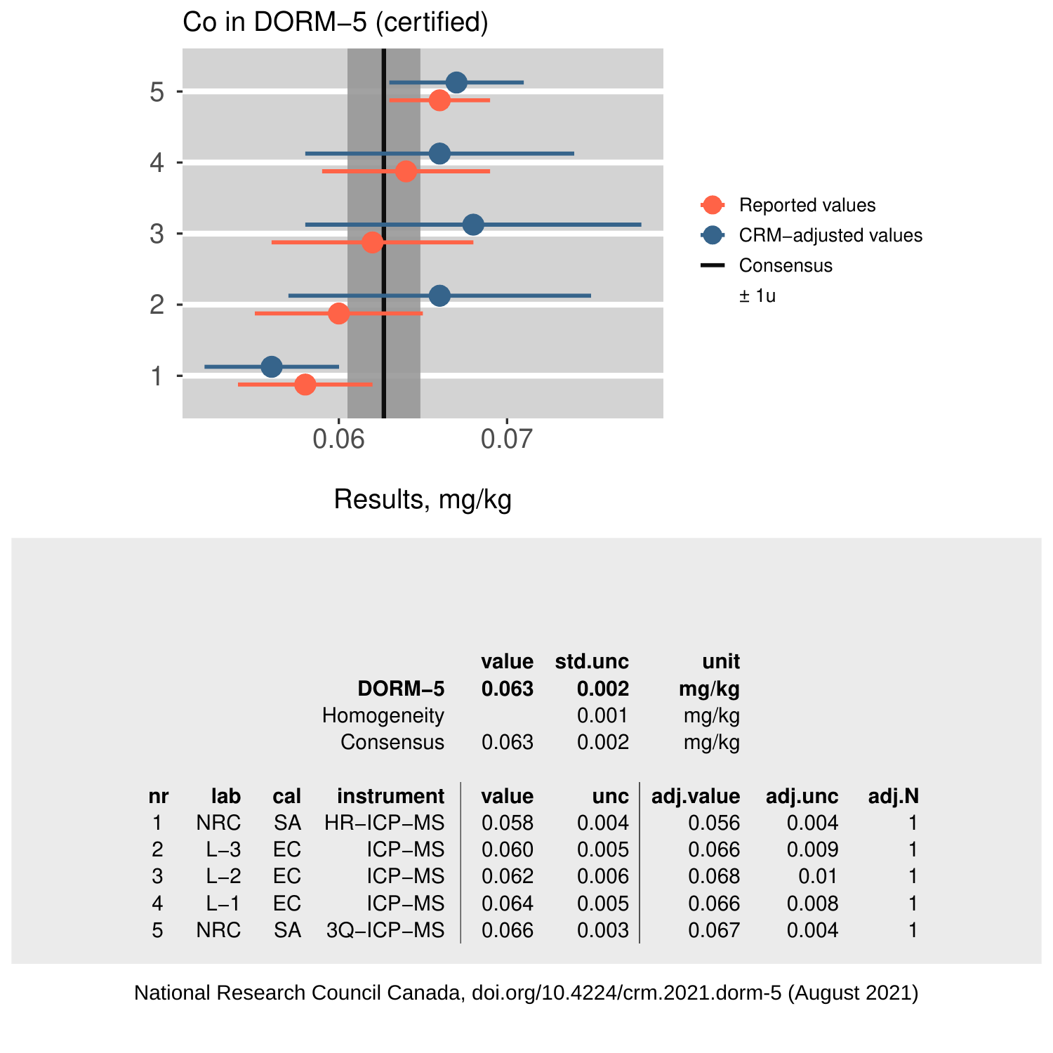Co in DORM−5 (certified)

Results, mg/kg

|  | value | std.unc | unit |
|---|---|---|---|
| **DORM−5** | **0.063** | **0.002** | **mg/kg** |
| Homogeneity |  | 0.001 | mg/kg |
| Consensus | 0.063 | 0.002 | mg/kg |

| nr | lab | cal | instrument | value | unc | adj.value | adj.unc | adj.N |
|---|---|---|---|---|---|---|---|---|
| 1 | NRC | SA | HR−ICP−MS | 0.058 | 0.004 | 0.056 | 0.004 | 1 |
| 2 | L−3 | EC | ICP−MS | 0.060 | 0.005 | 0.066 | 0.009 | 1 |
| 3 | L−2 | EC | ICP−MS | 0.062 | 0.006 | 0.068 | 0.01 | 1 |
| 4 | L−1 | EC | ICP−MS | 0.064 | 0.005 | 0.066 | 0.008 | 1 |
| 5 | NRC | SA | 3Q−ICP−MS | 0.066 | 0.003 | 0.067 | 0.004 | 1 |

National Research Council Canada, doi.org/10.4224/crm.2021.dorm-5 (August 2021)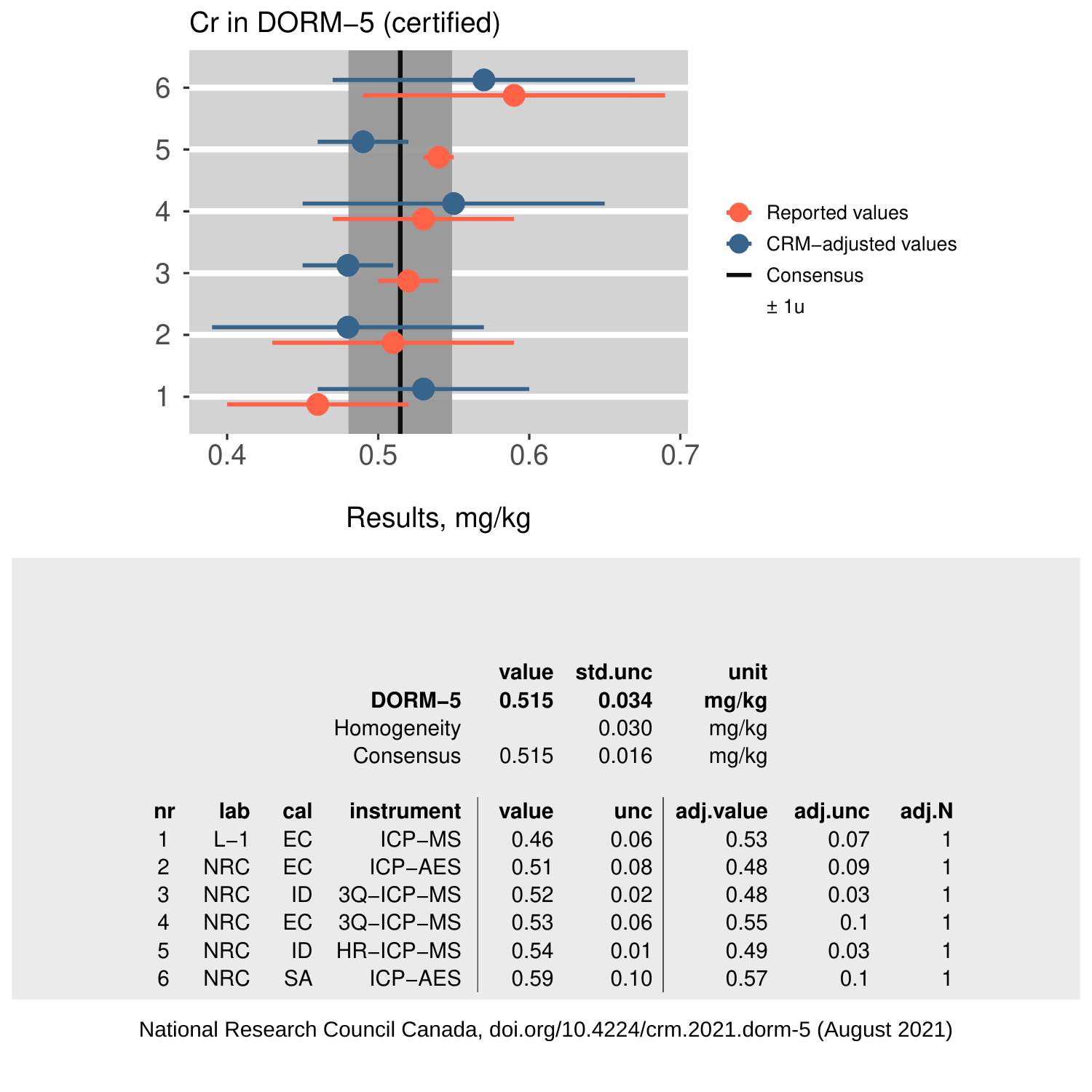## Cr in DORM−5 (certified)

|  | value | std.unc | unit |
|---|---|---|---|
| **DORM−5** | **0.515** | **0.034** | **mg/kg** |
| Homogeneity |  | 0.030 | mg/kg |
| Consensus | 0.515 | 0.016 | mg/kg |

| nr | lab | cal | instrument | value | unc | adj.value | adj.unc | adj.N |
|---|---|---|---|---|---|---|---|---|
| 1 | L−1 | EC | ICP−MS | 0.46 | 0.06 | 0.53 | 0.07 | 1 |
| 2 | NRC | EC | ICP−AES | 0.51 | 0.08 | 0.48 | 0.09 | 1 |
| 3 | NRC | ID | 3Q−ICP−MS | 0.52 | 0.02 | 0.48 | 0.03 | 1 |
| 4 | NRC | EC | 3Q−ICP−MS | 0.53 | 0.06 | 0.55 | 0.1 | 1 |
| 5 | NRC | ID | HR−ICP−MS | 0.54 | 0.01 | 0.49 | 0.03 | 1 |
| 6 | NRC | SA | ICP−AES | 0.59 | 0.10 | 0.57 | 0.1 | 1 |

National Research Council Canada, doi.org/10.4224/crm.2021.dorm-5 (August 2021)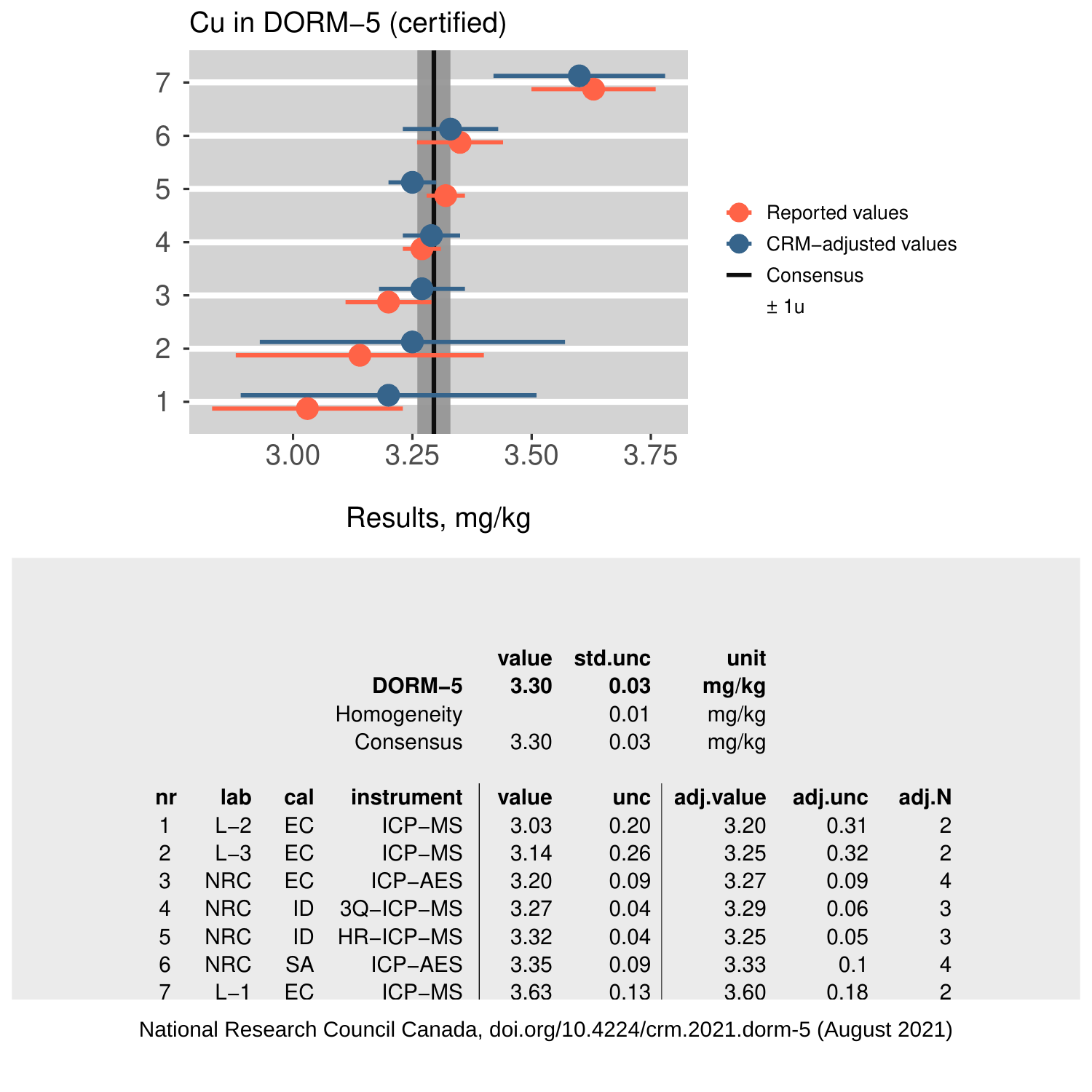# Cu in DORM−5 (certified)

Results, mg/kg

Reported values
CRM−adjusted values
Consensus
± 1u

| | value | std.unc | unit |
|---|---|---|---|
| **DORM−5** | **3.30** | **0.03** | **mg/kg** |
| Homogeneity | | 0.01 | mg/kg |
| Consensus | 3.30 | 0.03 | mg/kg |

| nr | lab | cal | instrument | value | unc | adj.value | adj.unc | adj.N |
|---|---|---|---|---|---|---|---|---|
| 1 | L−2 | EC | ICP−MS | 3.03 | 0.20 | 3.20 | 0.31 | 2 |
| 2 | L−3 | EC | ICP−MS | 3.14 | 0.26 | 3.25 | 0.32 | 2 |
| 3 | NRC | EC | ICP−AES | 3.20 | 0.09 | 3.27 | 0.09 | 4 |
| 4 | NRC | ID | 3Q−ICP−MS | 3.27 | 0.04 | 3.29 | 0.06 | 3 |
| 5 | NRC | ID | HR−ICP−MS | 3.32 | 0.04 | 3.25 | 0.05 | 3 |
| 6 | NRC | SA | ICP−AES | 3.35 | 0.09 | 3.33 | 0.1 | 4 |
| 7 | L−1 | EC | ICP−MS | 3.63 | 0.13 | 3.60 | 0.18 | 2 |

National Research Council Canada, doi.org/10.4224/crm.2021.dorm-5 (August 2021)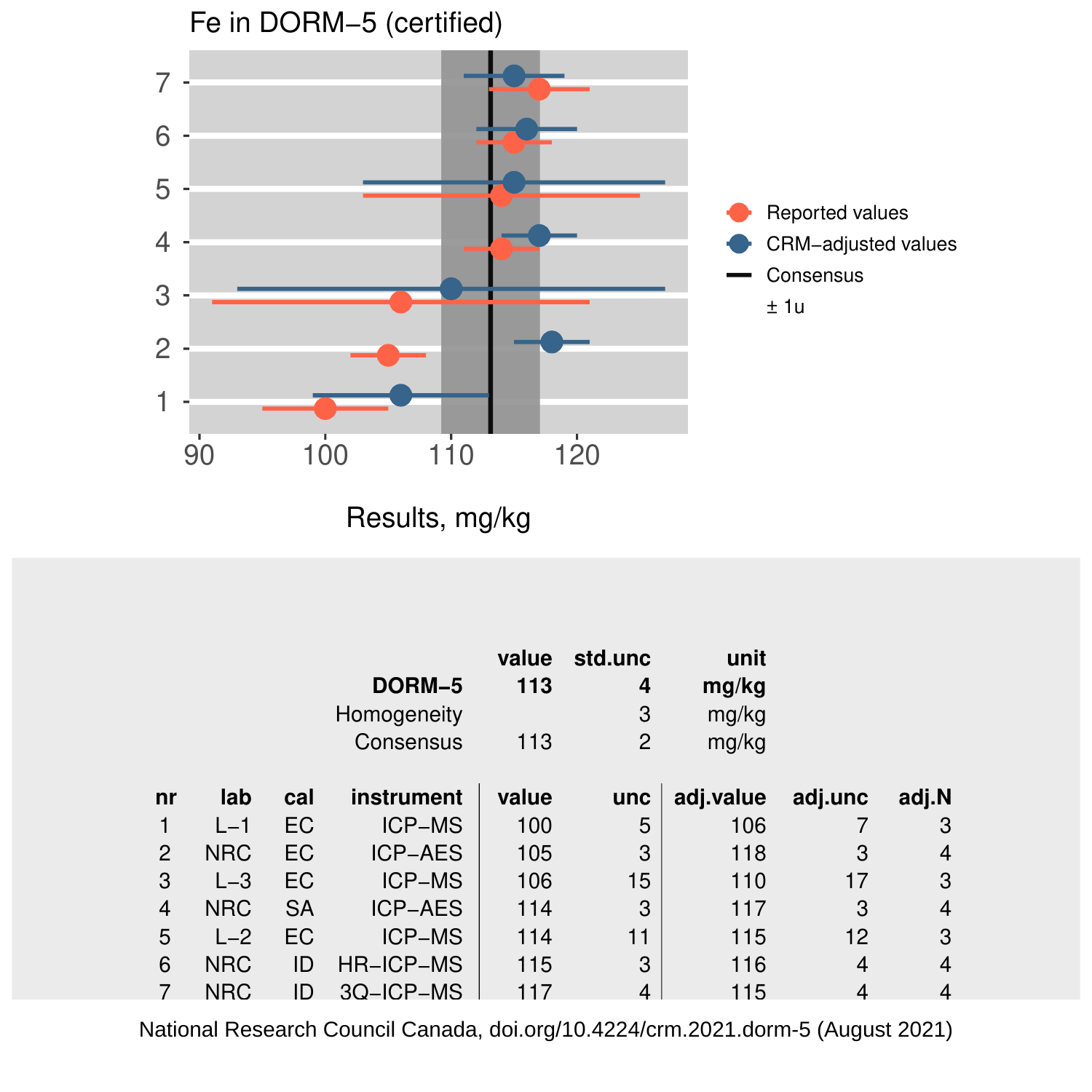Fe in DORM−5 (certified)

|  | value | std.unc | unit |
|---|---|---|---|
| **DORM−5** | **113** | **4** | **mg/kg** |
| Homogeneity |  | 3 | mg/kg |
| Consensus | 113 | 2 | mg/kg |

| nr | lab | cal | instrument | value | unc | adj.value | adj.unc | adj.N |
|---|---|---|---|---|---|---|---|---|
| 1 | L−1 | EC | ICP−MS | 100 | 5 | 106 | 7 | 3 |
| 2 | NRC | EC | ICP−AES | 105 | 3 | 118 | 3 | 4 |
| 3 | L−3 | EC | ICP−MS | 106 | 15 | 110 | 17 | 3 |
| 4 | NRC | SA | ICP−AES | 114 | 3 | 117 | 3 | 4 |
| 5 | L−2 | EC | ICP−MS | 114 | 11 | 115 | 12 | 3 |
| 6 | NRC | ID | HR−ICP−MS | 115 | 3 | 116 | 4 | 4 |
| 7 | NRC | ID | 3Q−ICP−MS | 117 | 4 | 115 | 4 | 4 |

National Research Council Canada, doi.org/10.4224/crm.2021.dorm-5 (August 2021)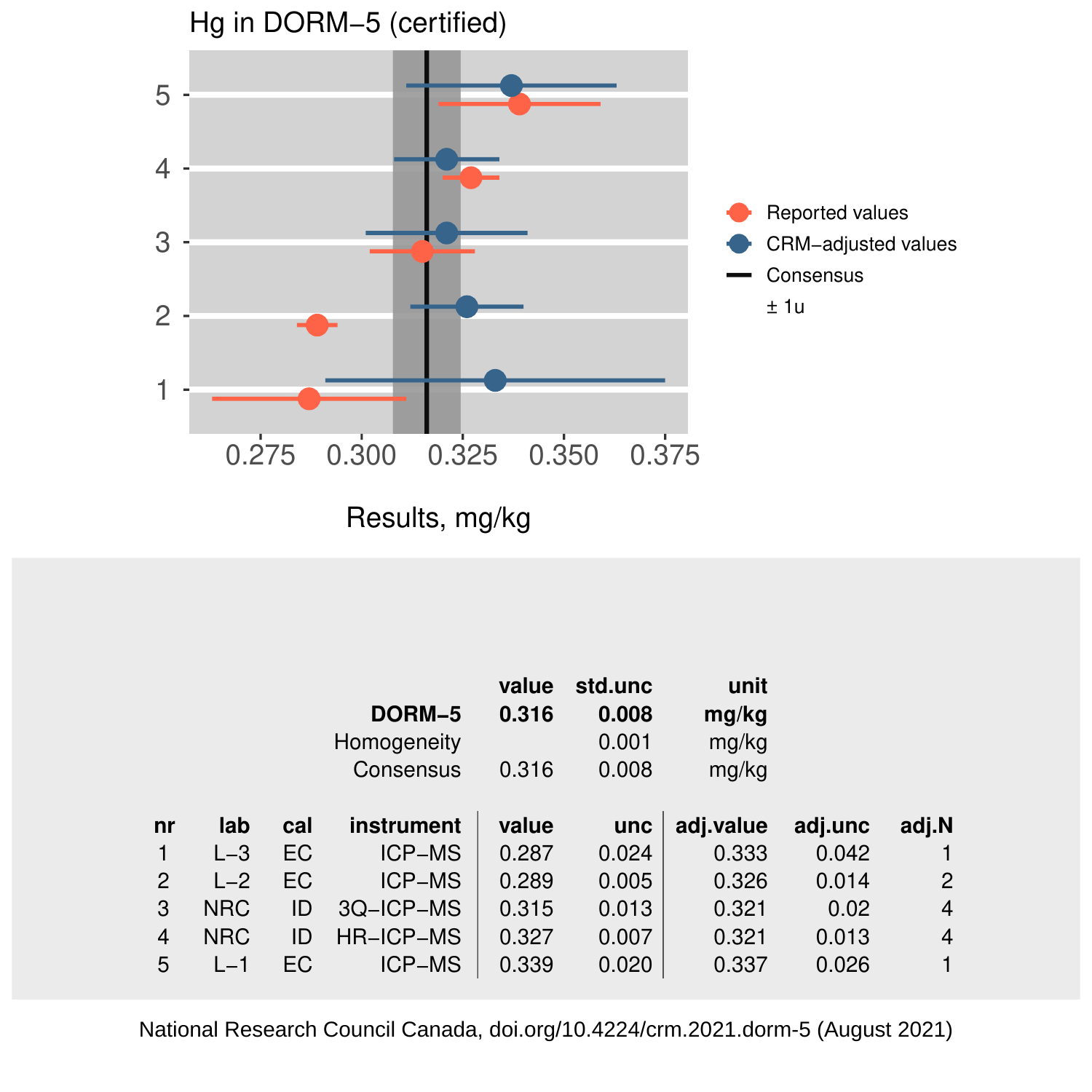## Hg in DORM−5 (certified)

Results, mg/kg

Reported values
CRM−adjusted values
Consensus
± 1u

| | value | std.unc | unit |
|---|---|---|---|
| **DORM−5** | **0.316** | **0.008** | **mg/kg** |
| Homogeneity | | 0.001 | mg/kg |
| Consensus | 0.316 | 0.008 | mg/kg |

| nr | lab | cal | instrument | value | unc | adj.value | adj.unc | adj.N |
|---|---|---|---|---|---|---|---|---|
| 1 | L−3 | EC | ICP−MS | 0.287 | 0.024 | 0.333 | 0.042 | 1 |
| 2 | L−2 | EC | ICP−MS | 0.289 | 0.005 | 0.326 | 0.014 | 2 |
| 3 | NRC | ID | 3Q−ICP−MS | 0.315 | 0.013 | 0.321 | 0.02 | 4 |
| 4 | NRC | ID | HR−ICP−MS | 0.327 | 0.007 | 0.321 | 0.013 | 4 |
| 5 | L−1 | EC | ICP−MS | 0.339 | 0.020 | 0.337 | 0.026 | 1 |

National Research Council Canada, doi.org/10.4224/crm.2021.dorm-5 (August 2021)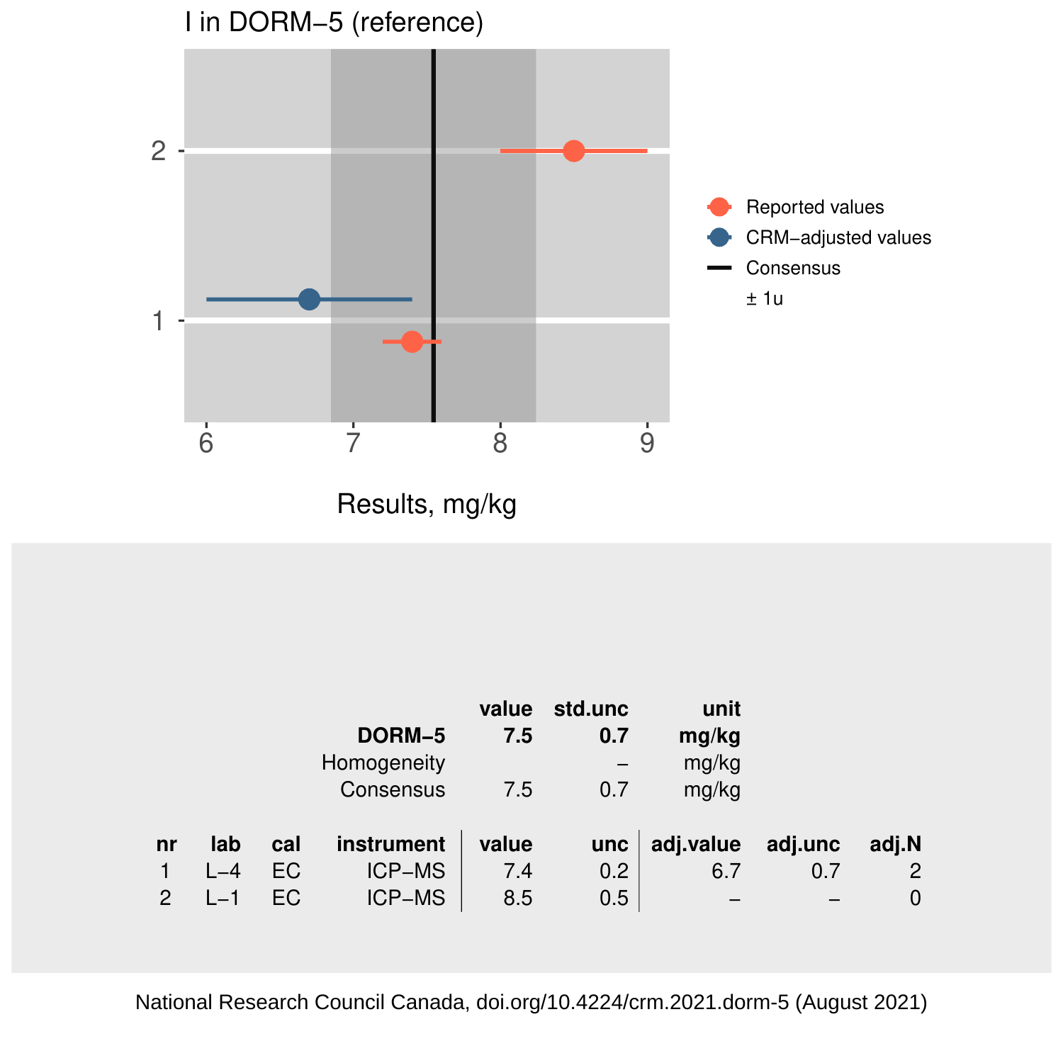I in DORM−5 (reference)

Results, mg/kg

|  | value | std.unc | unit |
|---|---|---|---|
| **DORM−5** | **7.5** | **0.7** | **mg/kg** |
| Homogeneity |  | – | mg/kg |
| Consensus | 7.5 | 0.7 | mg/kg |

| nr | lab | cal | instrument | value | unc | adj.value | adj.unc | adj.N |
|---|---|---|---|---|---|---|---|---|
| 1 | L−4 | EC | ICP−MS | 7.4 | 0.2 | 6.7 | 0.7 | 2 |
| 2 | L−1 | EC | ICP−MS | 8.5 | 0.5 | – | – | 0 |

National Research Council Canada, doi.org/10.4224/crm.2021.dorm-5 (August 2021)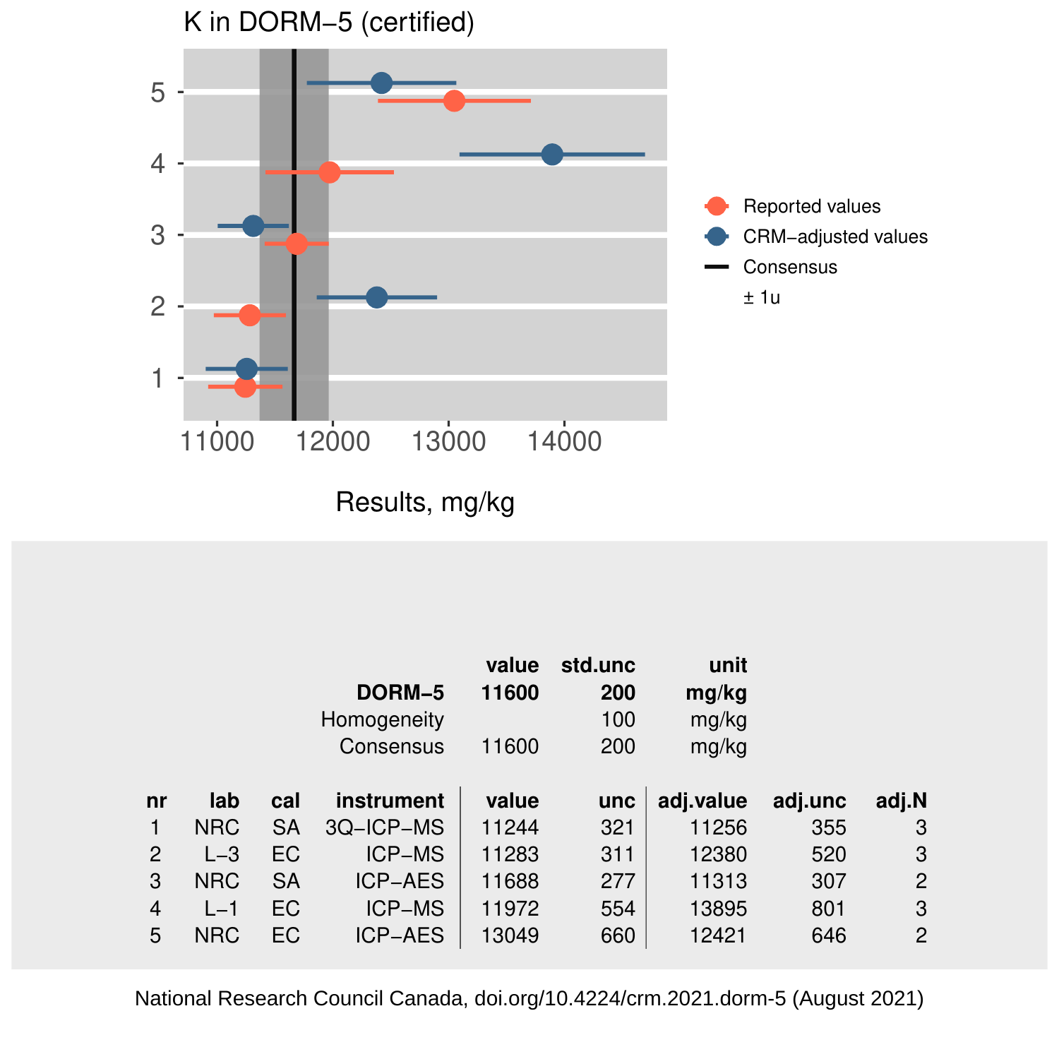# K in DORM−5 (certified)

Results, mg/kg

|  | value | std.unc | unit |
|---|---|---|---|
| **DORM−5** | **11600** | **200** | **mg/kg** |
| Homogeneity |  | 100 | mg/kg |
| Consensus | 11600 | 200 | mg/kg |

| nr | lab | cal | instrument | value | unc | adj.value | adj.unc | adj.N |
|---|---|---|---|---|---|---|---|---|
| 1 | NRC | SA | 3Q−ICP−MS | 11244 | 321 | 11256 | 355 | 3 |
| 2 | L−3 | EC | ICP−MS | 11283 | 311 | 12380 | 520 | 3 |
| 3 | NRC | SA | ICP−AES | 11688 | 277 | 11313 | 307 | 2 |
| 4 | L−1 | EC | ICP−MS | 11972 | 554 | 13895 | 801 | 3 |
| 5 | NRC | EC | ICP−AES | 13049 | 660 | 12421 | 646 | 2 |

National Research Council Canada, doi.org/10.4224/crm.2021.dorm-5 (August 2021)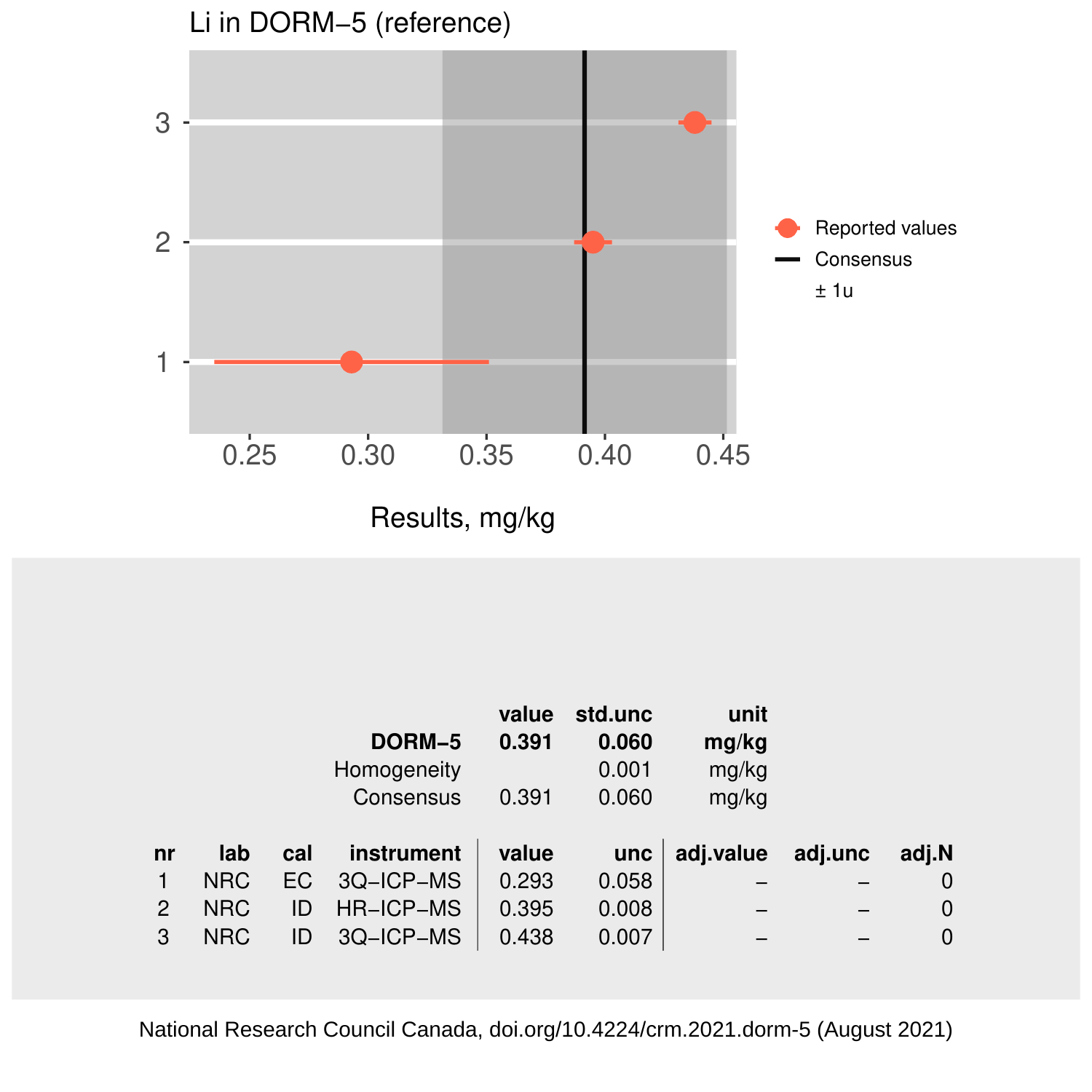## Li in DORM−5 (reference)

|  | value | std.unc | unit |
|---|---|---|---|
| **DORM−5** | **0.391** | **0.060** | **mg/kg** |
| Homogeneity |  | 0.001 | mg/kg |
| Consensus | 0.391 | 0.060 | mg/kg |

| nr | lab | cal | instrument | value | unc | adj.value | adj.unc | adj.N |
|---|---|---|---|---|---|---|---|---|
| 1 | NRC | EC | 3Q−ICP−MS | 0.293 | 0.058 | – | – | 0 |
| 2 | NRC | ID | HR−ICP−MS | 0.395 | 0.008 | – | – | 0 |
| 3 | NRC | ID | 3Q−ICP−MS | 0.438 | 0.007 | – | – | 0 |

National Research Council Canada, doi.org/10.4224/crm.2021.dorm-5 (August 2021)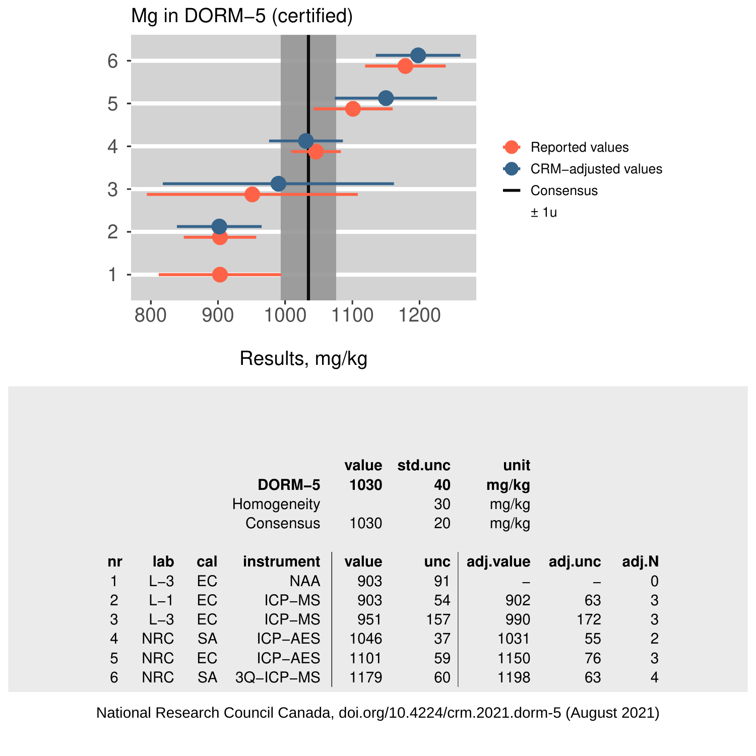## Mg in DORM−5 (certified)

Results, mg/kg

Reported values
CRM−adjusted values
Consensus
± 1u

| | value | std.unc | unit |
|---|---|---|---|
| **DORM−5** | **1030** | **40** | **mg/kg** |
| Homogeneity | | 30 | mg/kg |
| Consensus | 1030 | 20 | mg/kg |

| nr | lab | cal | instrument | value | unc | adj.value | adj.unc | adj.N |
|---|---|---|---|---|---|---|---|---|
| 1 | L−3 | EC | NAA | 903 | 91 | – | – | 0 |
| 2 | L−1 | EC | ICP−MS | 903 | 54 | 902 | 63 | 3 |
| 3 | L−3 | EC | ICP−MS | 951 | 157 | 990 | 172 | 3 |
| 4 | NRC | SA | ICP−AES | 1046 | 37 | 1031 | 55 | 2 |
| 5 | NRC | EC | ICP−AES | 1101 | 59 | 1150 | 76 | 3 |
| 6 | NRC | SA | 3Q−ICP−MS | 1179 | 60 | 1198 | 63 | 4 |

National Research Council Canada, doi.org/10.4224/crm.2021.dorm-5 (August 2021)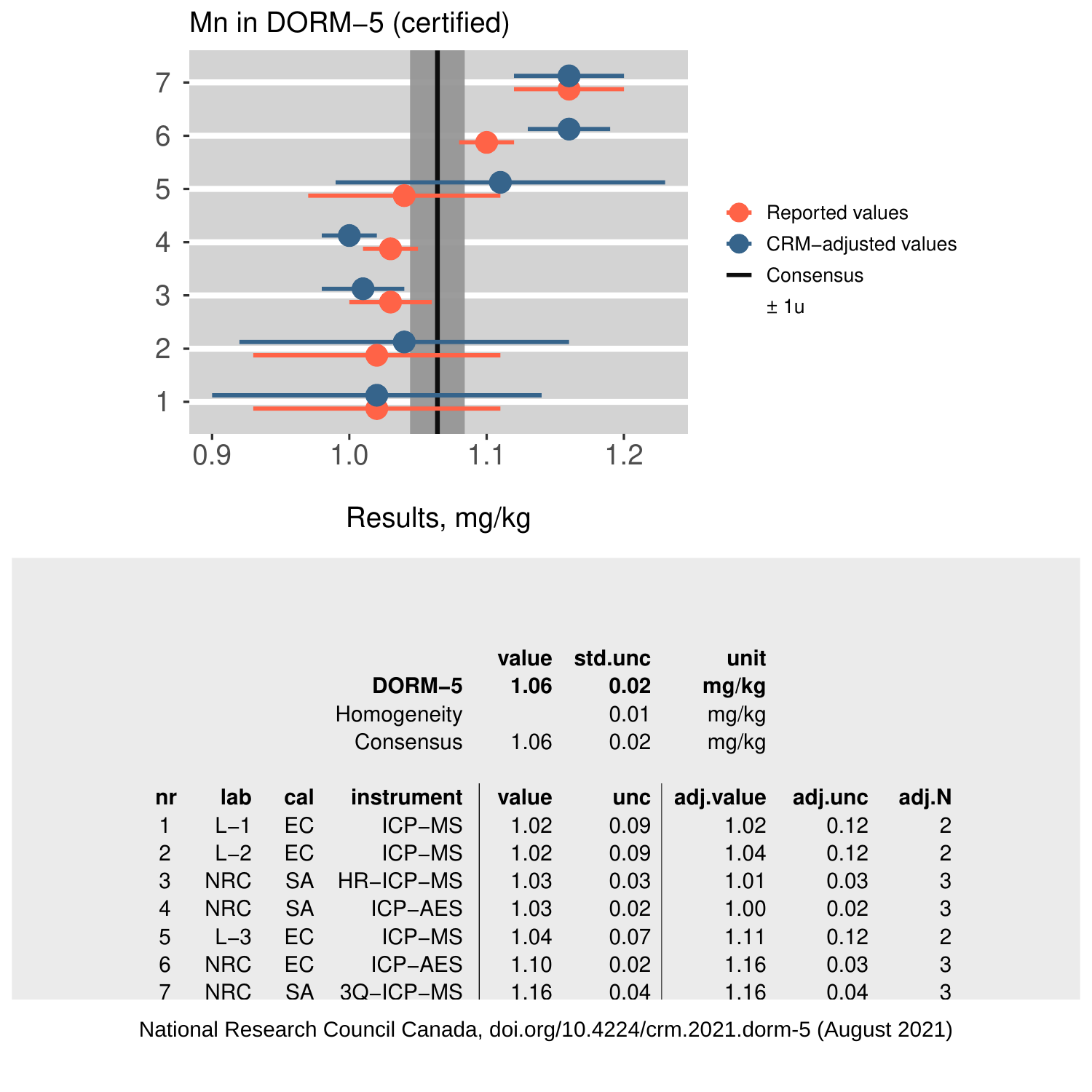## Mn in DORM−5 (certified)

Results, mg/kg

|  | value | std.unc | unit |
|---|---|---|---|
| **DORM−5** | **1.06** | **0.02** | **mg/kg** |
| Homogeneity |  | 0.01 | mg/kg |
| Consensus | 1.06 | 0.02 | mg/kg |

| nr | lab | cal | instrument | value | unc | adj.value | adj.unc | adj.N |
|---|---|---|---|---|---|---|---|---|
| 1 | L−1 | EC | ICP−MS | 1.02 | 0.09 | 1.02 | 0.12 | 2 |
| 2 | L−2 | EC | ICP−MS | 1.02 | 0.09 | 1.04 | 0.12 | 2 |
| 3 | NRC | SA | HR−ICP−MS | 1.03 | 0.03 | 1.01 | 0.03 | 3 |
| 4 | NRC | SA | ICP−AES | 1.03 | 0.02 | 1.00 | 0.02 | 3 |
| 5 | L−3 | EC | ICP−MS | 1.04 | 0.07 | 1.11 | 0.12 | 2 |
| 6 | NRC | EC | ICP−AES | 1.10 | 0.02 | 1.16 | 0.03 | 3 |
| 7 | NRC | SA | 3Q−ICP−MS | 1.16 | 0.04 | 1.16 | 0.04 | 3 |

National Research Council Canada, doi.org/10.4224/crm.2021.dorm-5 (August 2021)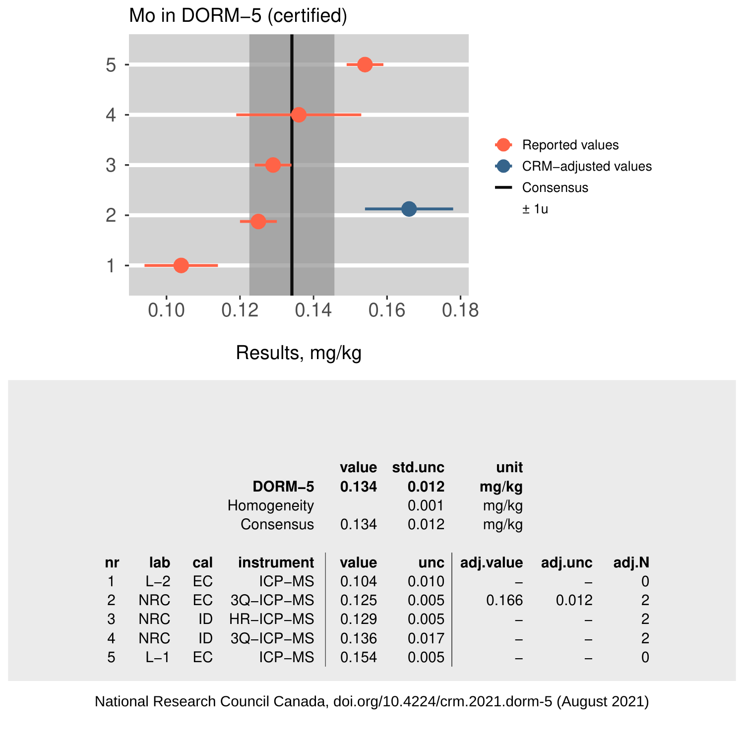Mo in DORM−5 (certified)

Results, mg/kg

|  | value | std.unc | unit |
|---|---|---|---|
| **DORM−5** | **0.134** | **0.012** | **mg/kg** |
| Homogeneity |  | 0.001 | mg/kg |
| Consensus | 0.134 | 0.012 | mg/kg |

| nr | lab | cal | instrument | value | unc | adj.value | adj.unc | adj.N |
|---|---|---|---|---|---|---|---|---|
| 1 | L−2 | EC | ICP−MS | 0.104 | 0.010 | – | – | 0 |
| 2 | NRC | EC | 3Q−ICP−MS | 0.125 | 0.005 | 0.166 | 0.012 | 2 |
| 3 | NRC | ID | HR−ICP−MS | 0.129 | 0.005 | – | – | 2 |
| 4 | NRC | ID | 3Q−ICP−MS | 0.136 | 0.017 | – | – | 2 |
| 5 | L−1 | EC | ICP−MS | 0.154 | 0.005 | – | – | 0 |

National Research Council Canada, doi.org/10.4224/crm.2021.dorm-5 (August 2021)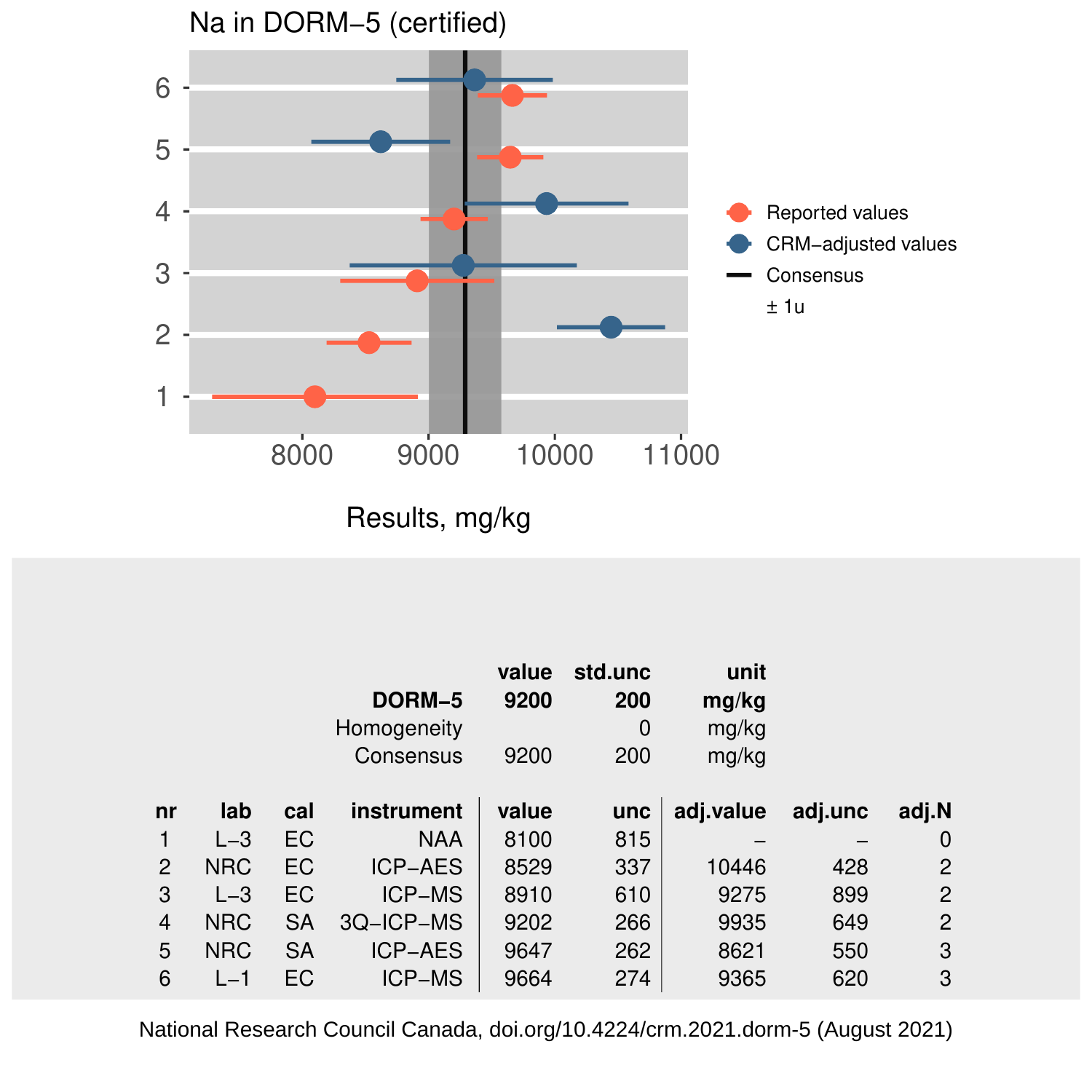## Na in DORM−5 (certified)

Results, mg/kg

Legend: Reported values; CRM−adjusted values; Consensus; ± 1u

| | value | std.unc | unit |
|---|---|---|---|
| **DORM−5** | **9200** | **200** | **mg/kg** |
| Homogeneity | | 0 | mg/kg |
| Consensus | 9200 | 200 | mg/kg |

| nr | lab | cal | instrument | value | unc | adj.value | adj.unc | adj.N |
|---|---|---|---|---|---|---|---|---|
| 1 | L−3 | EC | NAA | 8100 | 815 | – | – | 0 |
| 2 | NRC | EC | ICP−AES | 8529 | 337 | 10446 | 428 | 2 |
| 3 | L−3 | EC | ICP−MS | 8910 | 610 | 9275 | 899 | 2 |
| 4 | NRC | SA | 3Q−ICP−MS | 9202 | 266 | 9935 | 649 | 2 |
| 5 | NRC | SA | ICP−AES | 9647 | 262 | 8621 | 550 | 3 |
| 6 | L−1 | EC | ICP−MS | 9664 | 274 | 9365 | 620 | 3 |

National Research Council Canada, doi.org/10.4224/crm.2021.dorm-5 (August 2021)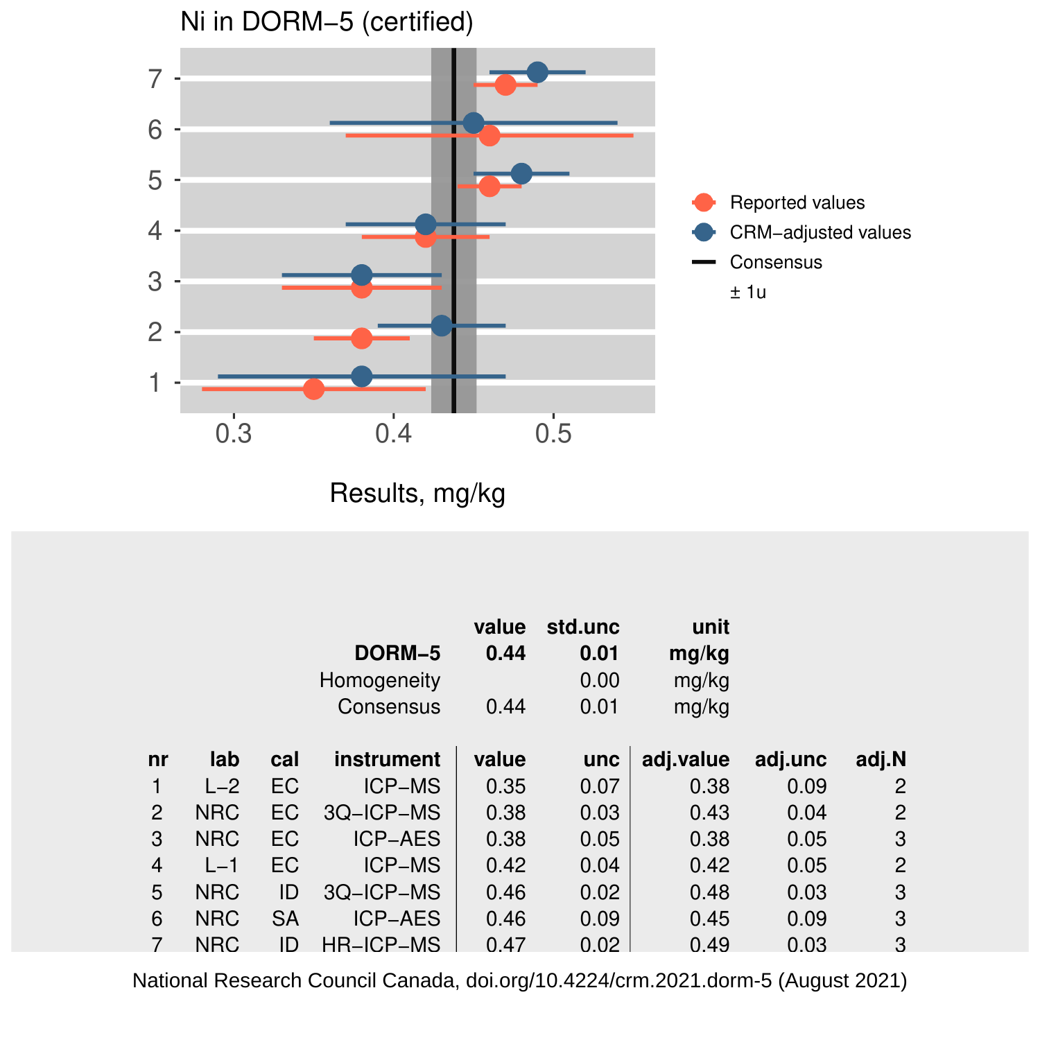# Ni in DORM−5 (certified)

Results, mg/kg

Reported values
CRM−adjusted values
Consensus
± 1u

| | value | std.unc | unit |
|---|---|---|---|
| **DORM−5** | **0.44** | **0.01** | **mg/kg** |
| Homogeneity | | 0.00 | mg/kg |
| Consensus | 0.44 | 0.01 | mg/kg |

| nr | lab | cal | instrument | value | unc | adj.value | adj.unc | adj.N |
|---|---|---|---|---|---|---|---|---|
| 1 | L−2 | EC | ICP−MS | 0.35 | 0.07 | 0.38 | 0.09 | 2 |
| 2 | NRC | EC | 3Q−ICP−MS | 0.38 | 0.03 | 0.43 | 0.04 | 2 |
| 3 | NRC | EC | ICP−AES | 0.38 | 0.05 | 0.38 | 0.05 | 3 |
| 4 | L−1 | EC | ICP−MS | 0.42 | 0.04 | 0.42 | 0.05 | 2 |
| 5 | NRC | ID | 3Q−ICP−MS | 0.46 | 0.02 | 0.48 | 0.03 | 3 |
| 6 | NRC | SA | ICP−AES | 0.46 | 0.09 | 0.45 | 0.09 | 3 |
| 7 | NRC | ID | HR−ICP−MS | 0.47 | 0.02 | 0.49 | 0.03 | 3 |

National Research Council Canada, doi.org/10.4224/crm.2021.dorm-5 (August 2021)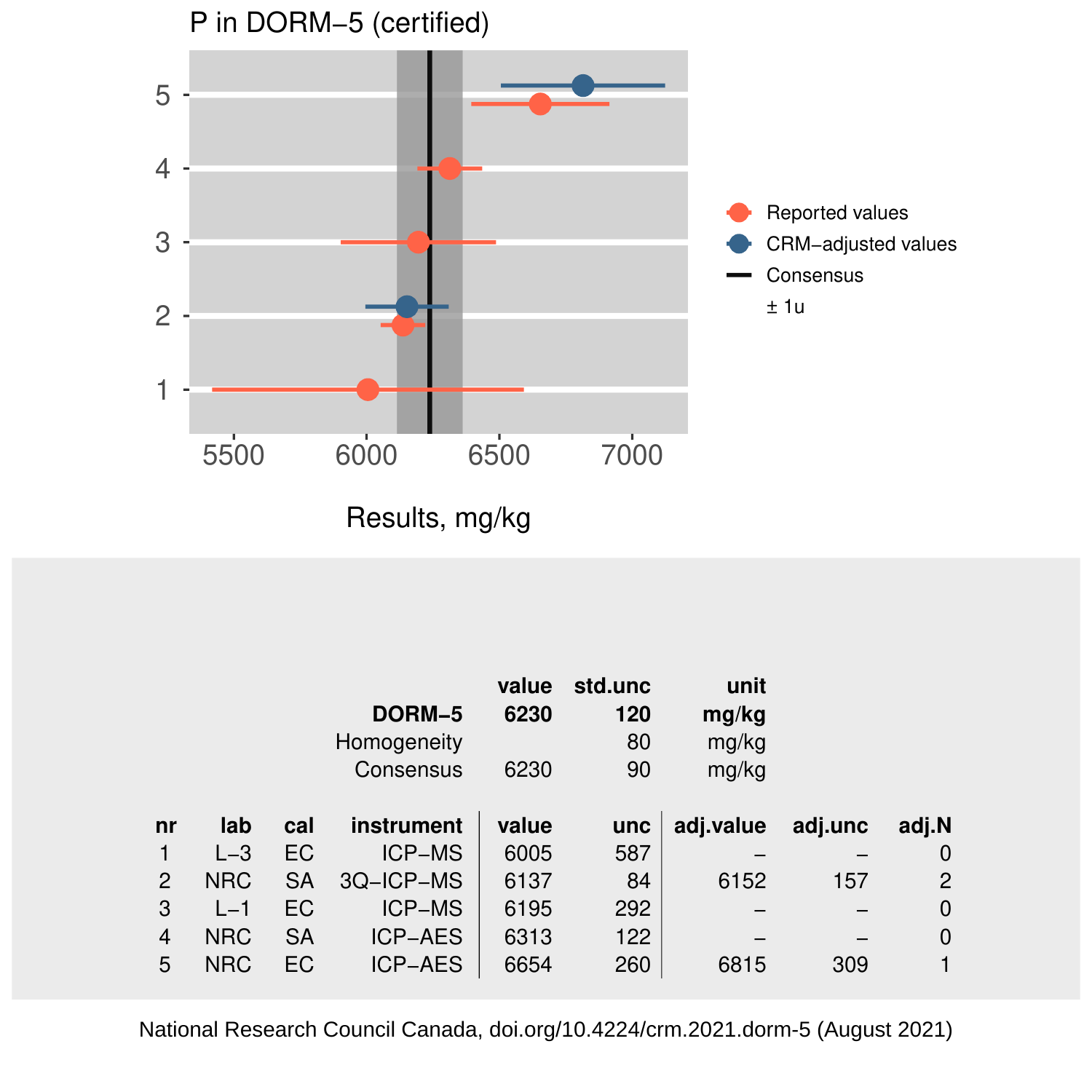## P in DORM−5 (certified)

| | value | std.unc | unit |
|---|---|---|---|
| **DORM−5** | **6230** | **120** | **mg/kg** |
| Homogeneity | | 80 | mg/kg |
| Consensus | 6230 | 90 | mg/kg |

| nr | lab | cal | instrument | value | unc | adj.value | adj.unc | adj.N |
|---|---|---|---|---|---|---|---|---|
| 1 | L−3 | EC | ICP−MS | 6005 | 587 | – | – | 0 |
| 2 | NRC | SA | 3Q−ICP−MS | 6137 | 84 | 6152 | 157 | 2 |
| 3 | L−1 | EC | ICP−MS | 6195 | 292 | – | – | 0 |
| 4 | NRC | SA | ICP−AES | 6313 | 122 | – | – | 0 |
| 5 | NRC | EC | ICP−AES | 6654 | 260 | 6815 | 309 | 1 |

National Research Council Canada, doi.org/10.4224/crm.2021.dorm-5 (August 2021)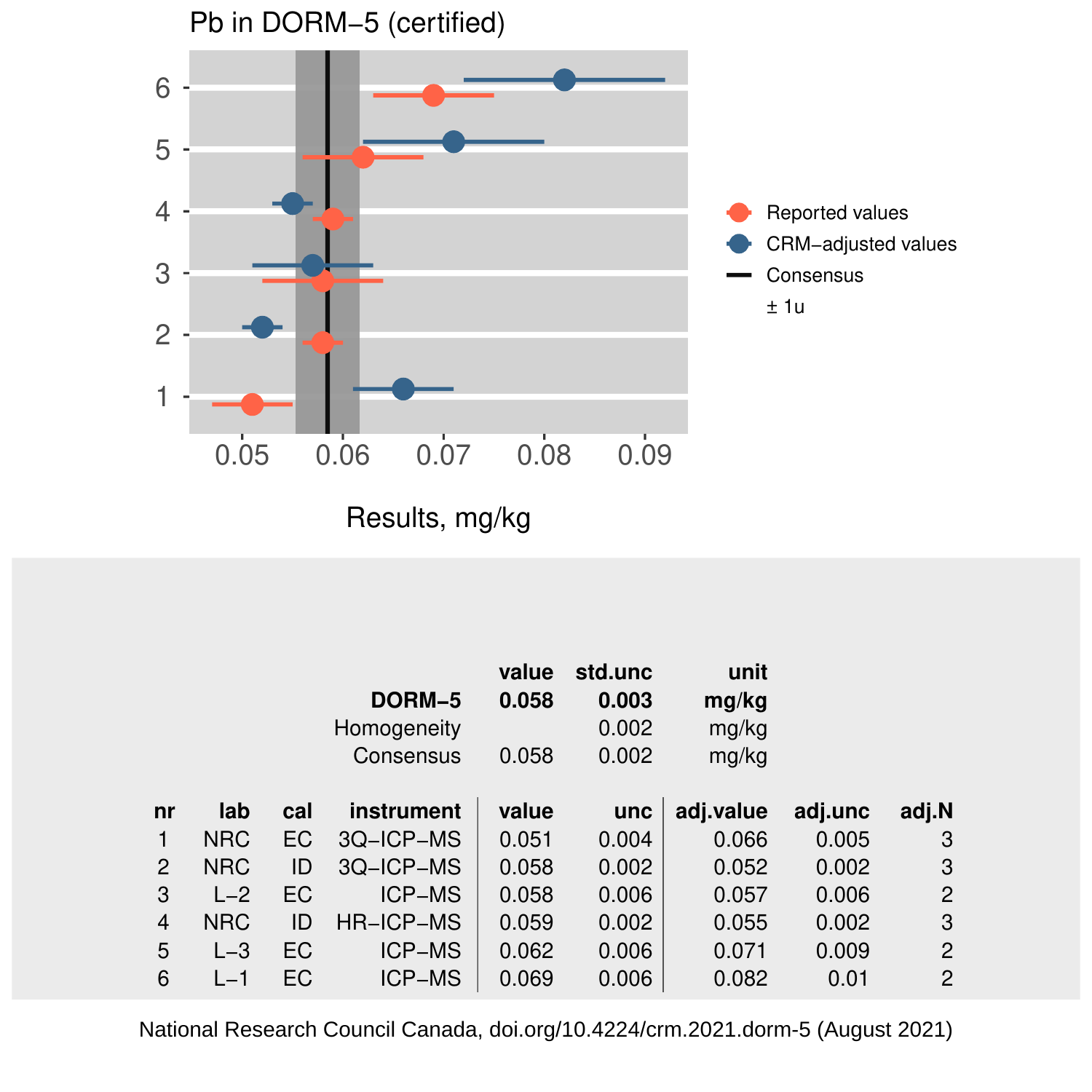Pb in DORM−5 (certified)

| | value | std.unc | unit |
|---|---|---|---|
| **DORM−5** | **0.058** | **0.003** | **mg/kg** |
| Homogeneity | | 0.002 | mg/kg |
| Consensus | 0.058 | 0.002 | mg/kg |

| nr | lab | cal | instrument | value | unc | adj.value | adj.unc | adj.N |
|---|---|---|---|---|---|---|---|---|
| 1 | NRC | EC | 3Q−ICP−MS | 0.051 | 0.004 | 0.066 | 0.005 | 3 |
| 2 | NRC | ID | 3Q−ICP−MS | 0.058 | 0.002 | 0.052 | 0.002 | 3 |
| 3 | L−2 | EC | ICP−MS | 0.058 | 0.006 | 0.057 | 0.006 | 2 |
| 4 | NRC | ID | HR−ICP−MS | 0.059 | 0.002 | 0.055 | 0.002 | 3 |
| 5 | L−3 | EC | ICP−MS | 0.062 | 0.006 | 0.071 | 0.009 | 2 |
| 6 | L−1 | EC | ICP−MS | 0.069 | 0.006 | 0.082 | 0.01 | 2 |

National Research Council Canada, doi.org/10.4224/crm.2021.dorm-5 (August 2021)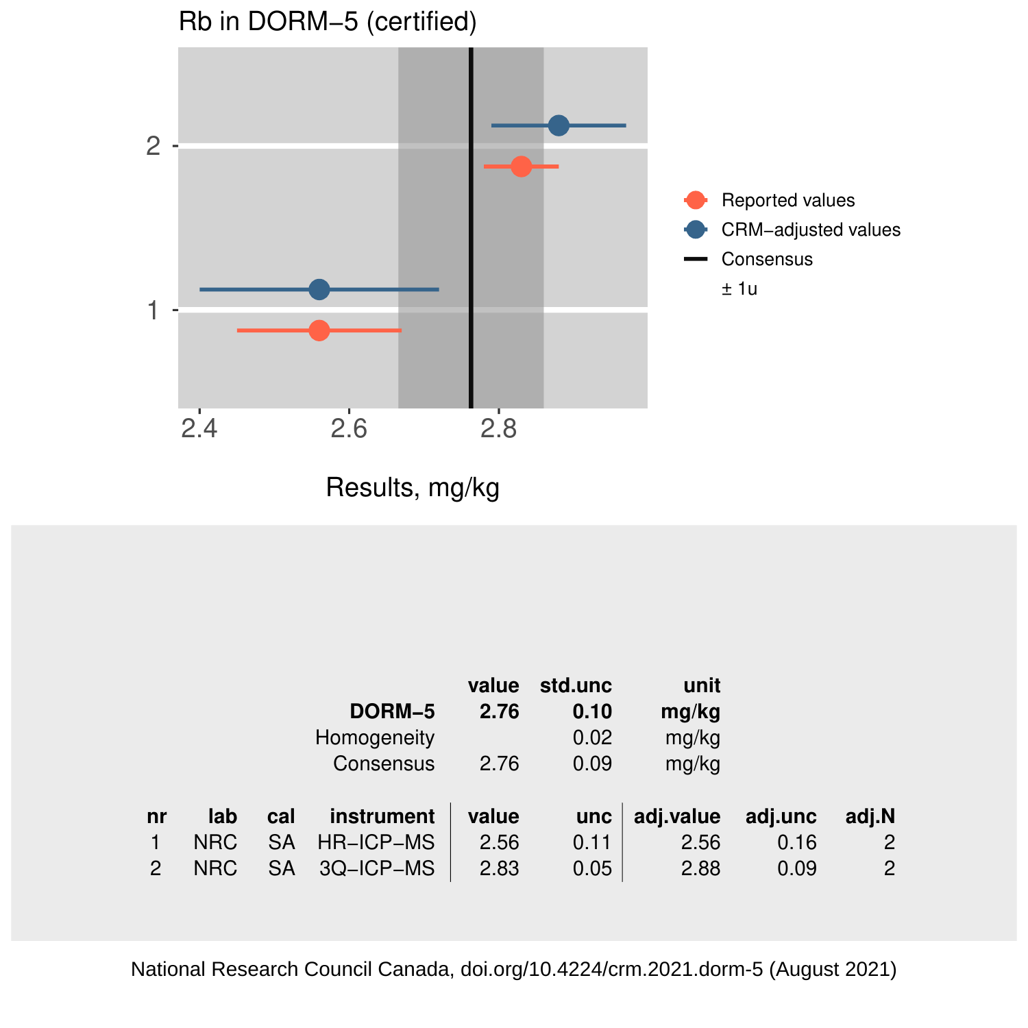## Rb in DORM−5 (certified)

Results, mg/kg

Reported values
CRM−adjusted values
Consensus
± 1u

| | value | std.unc | unit |
|---|---|---|---|
| **DORM−5** | **2.76** | **0.10** | **mg/kg** |
| Homogeneity | | 0.02 | mg/kg |
| Consensus | 2.76 | 0.09 | mg/kg |

| nr | lab | cal | instrument | value | unc | adj.value | adj.unc | adj.N |
|---|---|---|---|---|---|---|---|---|
| 1 | NRC | SA | HR−ICP−MS | 2.56 | 0.11 | 2.56 | 0.16 | 2 |
| 2 | NRC | SA | 3Q−ICP−MS | 2.83 | 0.05 | 2.88 | 0.09 | 2 |

National Research Council Canada, doi.org/10.4224/crm.2021.dorm-5 (August 2021)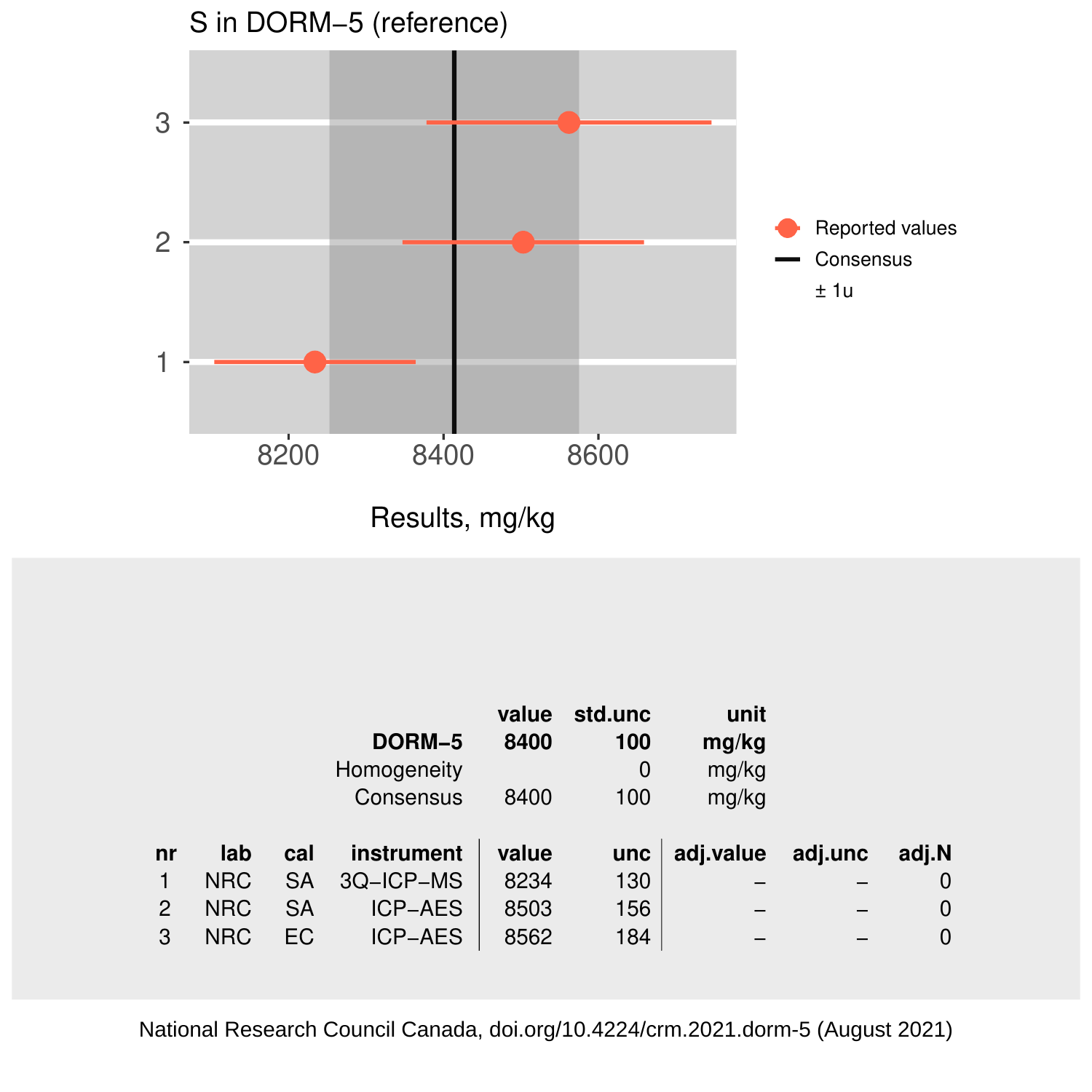## S in DORM−5 (reference)

|  | value | std.unc | unit |
|---|---|---|---|
| **DORM−5** | **8400** | **100** | **mg/kg** |
| Homogeneity |  | 0 | mg/kg |
| Consensus | 8400 | 100 | mg/kg |

| nr | lab | cal | instrument | value | unc | adj.value | adj.unc | adj.N |
|---|---|---|---|---|---|---|---|---|
| 1 | NRC | SA | 3Q−ICP−MS | 8234 | 130 | – | – | 0 |
| 2 | NRC | SA | ICP−AES | 8503 | 156 | – | – | 0 |
| 3 | NRC | EC | ICP−AES | 8562 | 184 | – | – | 0 |

National Research Council Canada, doi.org/10.4224/crm.2021.dorm-5 (August 2021)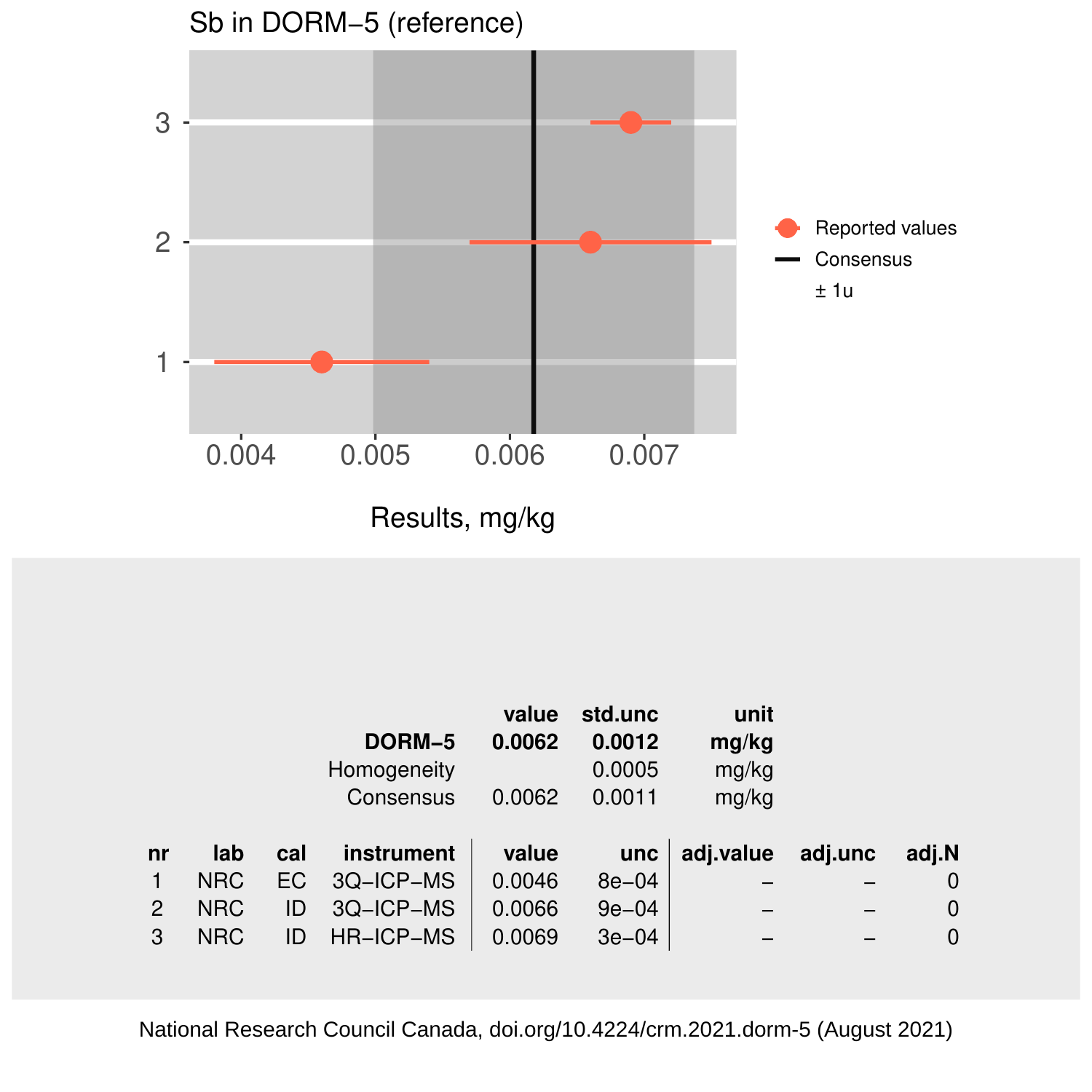# Sb in DORM−5 (reference)

Legend: Reported values; Consensus; ± 1u

Results, mg/kg

| | value | std.unc | unit |
|---|---|---|---|
| **DORM−5** | **0.0062** | **0.0012** | **mg/kg** |
| Homogeneity | | 0.0005 | mg/kg |
| Consensus | 0.0062 | 0.0011 | mg/kg |

| nr | lab | cal | instrument | value | unc | adj.value | adj.unc | adj.N |
|---|---|---|---|---|---|---|---|---|
| 1 | NRC | EC | 3Q−ICP−MS | 0.0046 | 8e−04 | – | – | 0 |
| 2 | NRC | ID | 3Q−ICP−MS | 0.0066 | 9e−04 | – | – | 0 |
| 3 | NRC | ID | HR−ICP−MS | 0.0069 | 3e−04 | – | – | 0 |

National Research Council Canada, doi.org/10.4224/crm.2021.dorm-5 (August 2021)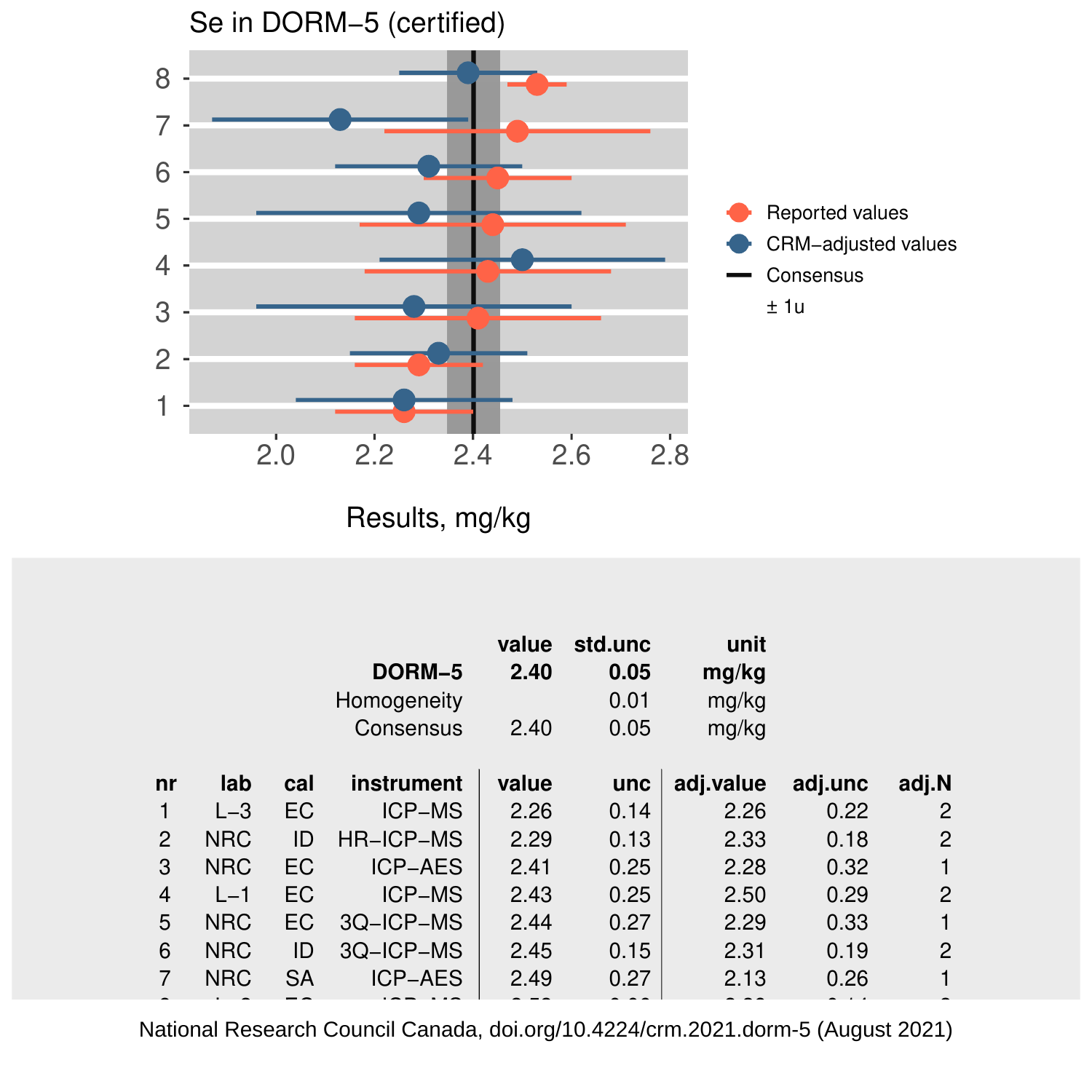Se in DORM−5 (certified)

Results, mg/kg

|  | value | std.unc | unit |
|---|---|---|---|
| **DORM−5** | **2.40** | **0.05** | **mg/kg** |
| Homogeneity |  | 0.01 | mg/kg |
| Consensus | 2.40 | 0.05 | mg/kg |

| nr | lab | cal | instrument | value | unc | adj.value | adj.unc | adj.N |
|---|---|---|---|---|---|---|---|---|
| 1 | L−3 | EC | ICP−MS | 2.26 | 0.14 | 2.26 | 0.22 | 2 |
| 2 | NRC | ID | HR−ICP−MS | 2.29 | 0.13 | 2.33 | 0.18 | 2 |
| 3 | NRC | EC | ICP−AES | 2.41 | 0.25 | 2.28 | 0.32 | 1 |
| 4 | L−1 | EC | ICP−MS | 2.43 | 0.25 | 2.50 | 0.29 | 2 |
| 5 | NRC | EC | 3Q−ICP−MS | 2.44 | 0.27 | 2.29 | 0.33 | 1 |
| 6 | NRC | ID | 3Q−ICP−MS | 2.45 | 0.15 | 2.31 | 0.19 | 2 |
| 7 | NRC | SA | ICP−AES | 2.49 | 0.27 | 2.13 | 0.26 | 1 |

National Research Council Canada, doi.org/10.4224/crm.2021.dorm-5 (August 2021)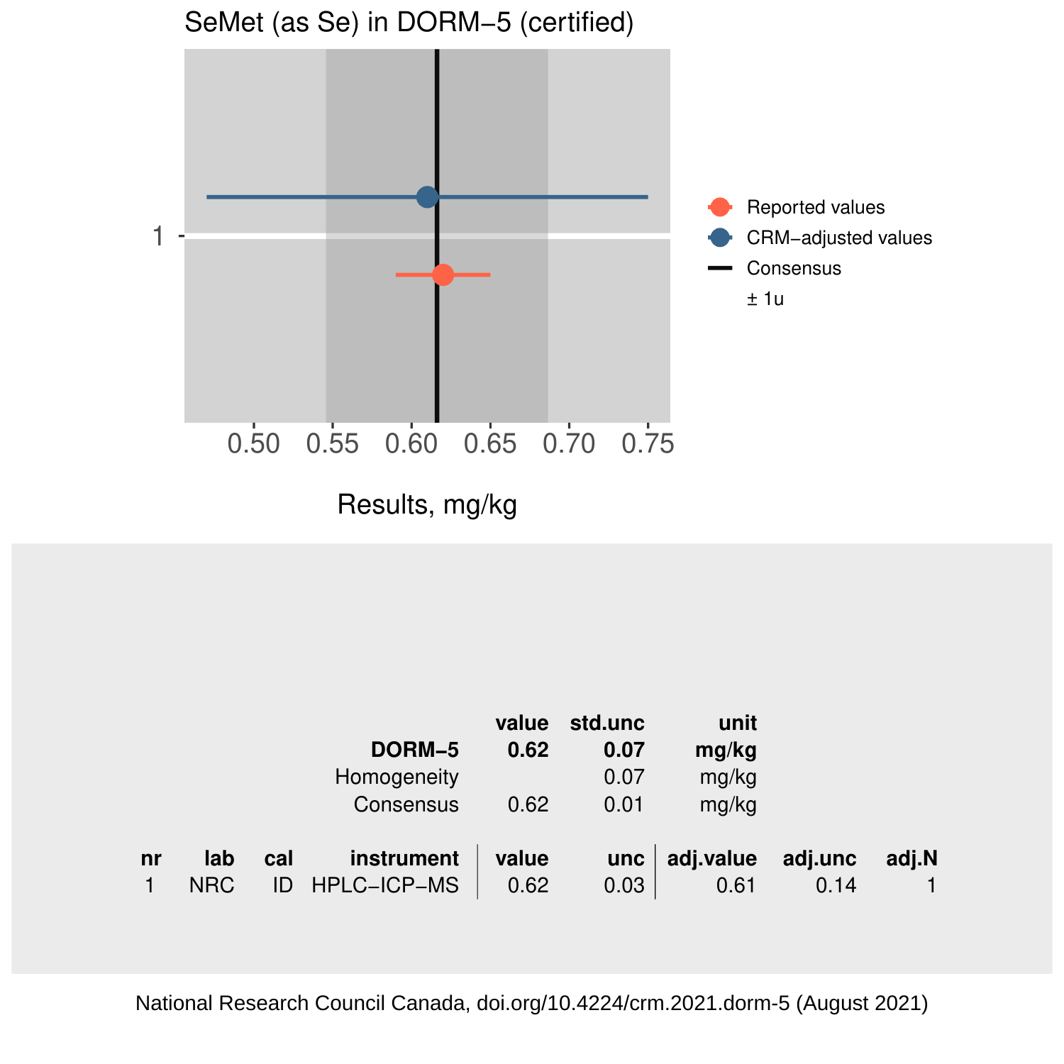## SeMet (as Se) in DORM−5 (certified)

Results, mg/kg

Reported values | CRM−adjusted values | Consensus | ± 1u

| | value | std.unc | unit |
|---|---|---|---|
| **DORM−5** | **0.62** | **0.07** | **mg/kg** |
| Homogeneity | | 0.07 | mg/kg |
| Consensus | 0.62 | 0.01 | mg/kg |

| nr | lab | cal | instrument | value | unc | adj.value | adj.unc | adj.N |
|---|---|---|---|---|---|---|---|---|
| 1 | NRC | ID | HPLC−ICP−MS | 0.62 | 0.03 | 0.61 | 0.14 | 1 |

National Research Council Canada, doi.org/10.4224/crm.2021.dorm-5 (August 2021)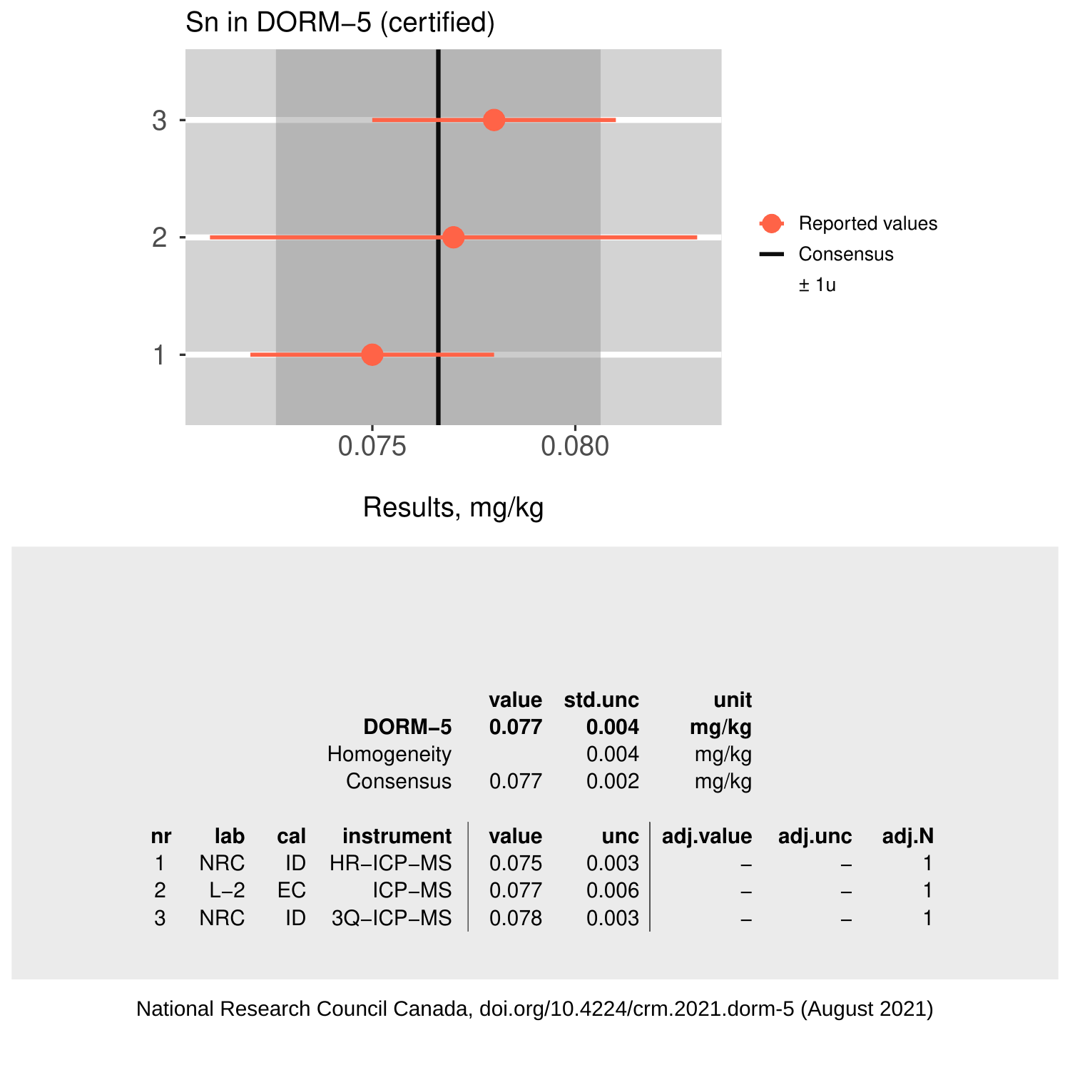## Sn in DORM−5 (certified)

Results, mg/kg

Legend: Reported values; Consensus; ± 1u

|  | value | std.unc | unit |
|---|---|---|---|
| **DORM−5** | **0.077** | **0.004** | **mg/kg** |
| Homogeneity |  | 0.004 | mg/kg |
| Consensus | 0.077 | 0.002 | mg/kg |

| nr | lab | cal | instrument | value | unc | adj.value | adj.unc | adj.N |
|---|---|---|---|---|---|---|---|---|
| 1 | NRC | ID | HR−ICP−MS | 0.075 | 0.003 | – | – | 1 |
| 2 | L−2 | EC | ICP−MS | 0.077 | 0.006 | – | – | 1 |
| 3 | NRC | ID | 3Q−ICP−MS | 0.078 | 0.003 | – | – | 1 |

National Research Council Canada, doi.org/10.4224/crm.2021.dorm-5 (August 2021)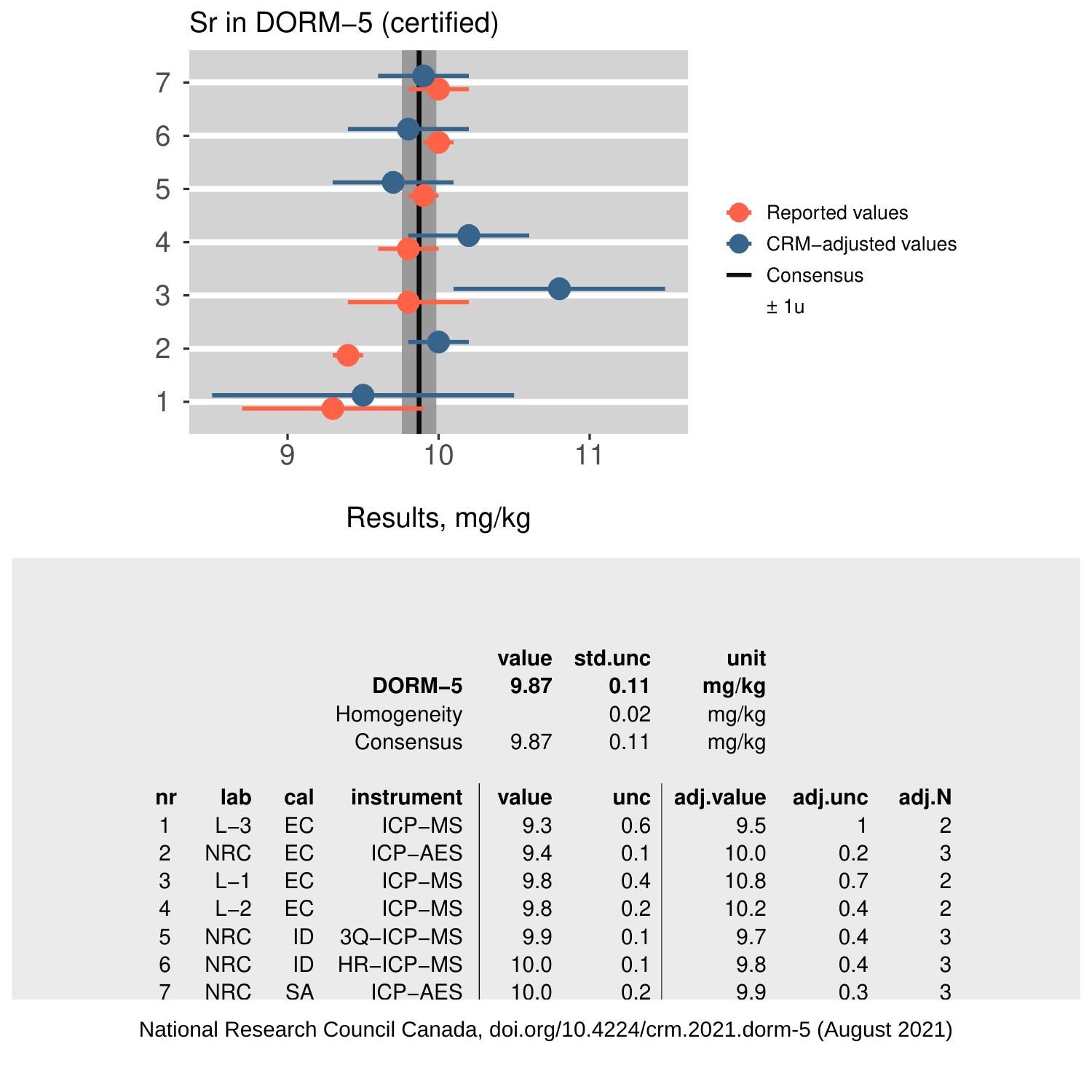## Sr in DORM−5 (certified)

Results, mg/kg

| | value | std.unc | unit |
|---|---|---|---|
| **DORM−5** | **9.87** | **0.11** | **mg/kg** |
| Homogeneity | | 0.02 | mg/kg |
| Consensus | 9.87 | 0.11 | mg/kg |

| nr | lab | cal | instrument | value | unc | adj.value | adj.unc | adj.N |
|---|---|---|---|---|---|---|---|---|
| 1 | L−3 | EC | ICP−MS | 9.3 | 0.6 | 9.5 | 1 | 2 |
| 2 | NRC | EC | ICP−AES | 9.4 | 0.1 | 10.0 | 0.2 | 3 |
| 3 | L−1 | EC | ICP−MS | 9.8 | 0.4 | 10.8 | 0.7 | 2 |
| 4 | L−2 | EC | ICP−MS | 9.8 | 0.2 | 10.2 | 0.4 | 2 |
| 5 | NRC | ID | 3Q−ICP−MS | 9.9 | 0.1 | 9.7 | 0.4 | 3 |
| 6 | NRC | ID | HR−ICP−MS | 10.0 | 0.1 | 9.8 | 0.4 | 3 |
| 7 | NRC | SA | ICP−AES | 10.0 | 0.2 | 9.9 | 0.3 | 3 |

National Research Council Canada, doi.org/10.4224/crm.2021.dorm-5 (August 2021)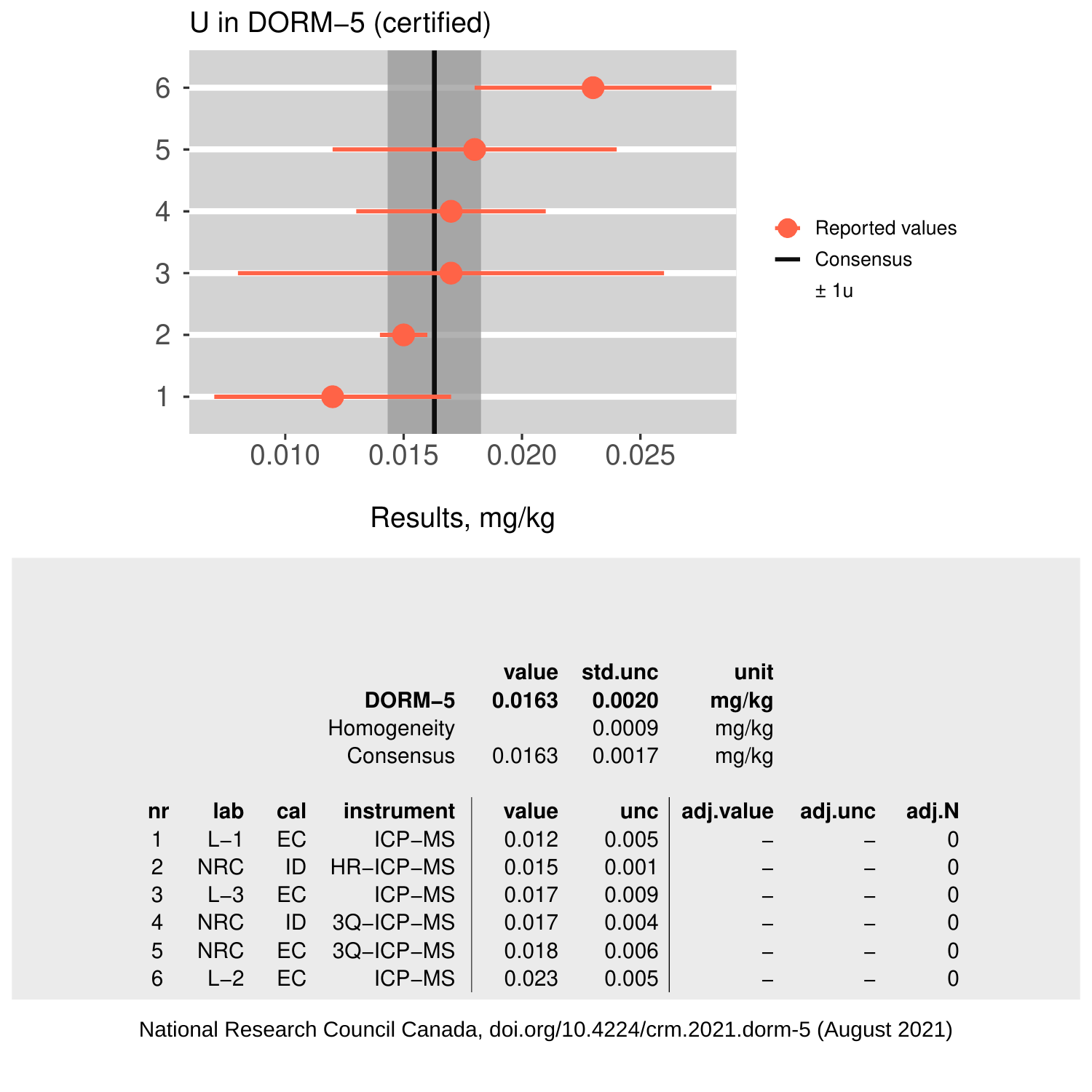## U in DORM−5 (certified)

Results, mg/kg

Reported values — Consensus — ± 1u

| | value | std.unc | unit |
|---|---|---|---|
| **DORM−5** | **0.0163** | **0.0020** | **mg/kg** |
| Homogeneity | | 0.0009 | mg/kg |
| Consensus | 0.0163 | 0.0017 | mg/kg |

| nr | lab | cal | instrument | value | unc | adj.value | adj.unc | adj.N |
|---|---|---|---|---|---|---|---|---|
| 1 | L−1 | EC | ICP−MS | 0.012 | 0.005 | – | – | 0 |
| 2 | NRC | ID | HR−ICP−MS | 0.015 | 0.001 | – | – | 0 |
| 3 | L−3 | EC | ICP−MS | 0.017 | 0.009 | – | – | 0 |
| 4 | NRC | ID | 3Q−ICP−MS | 0.017 | 0.004 | – | – | 0 |
| 5 | NRC | EC | 3Q−ICP−MS | 0.018 | 0.006 | – | – | 0 |
| 6 | L−2 | EC | ICP−MS | 0.023 | 0.005 | – | – | 0 |

National Research Council Canada, doi.org/10.4224/crm.2021.dorm-5 (August 2021)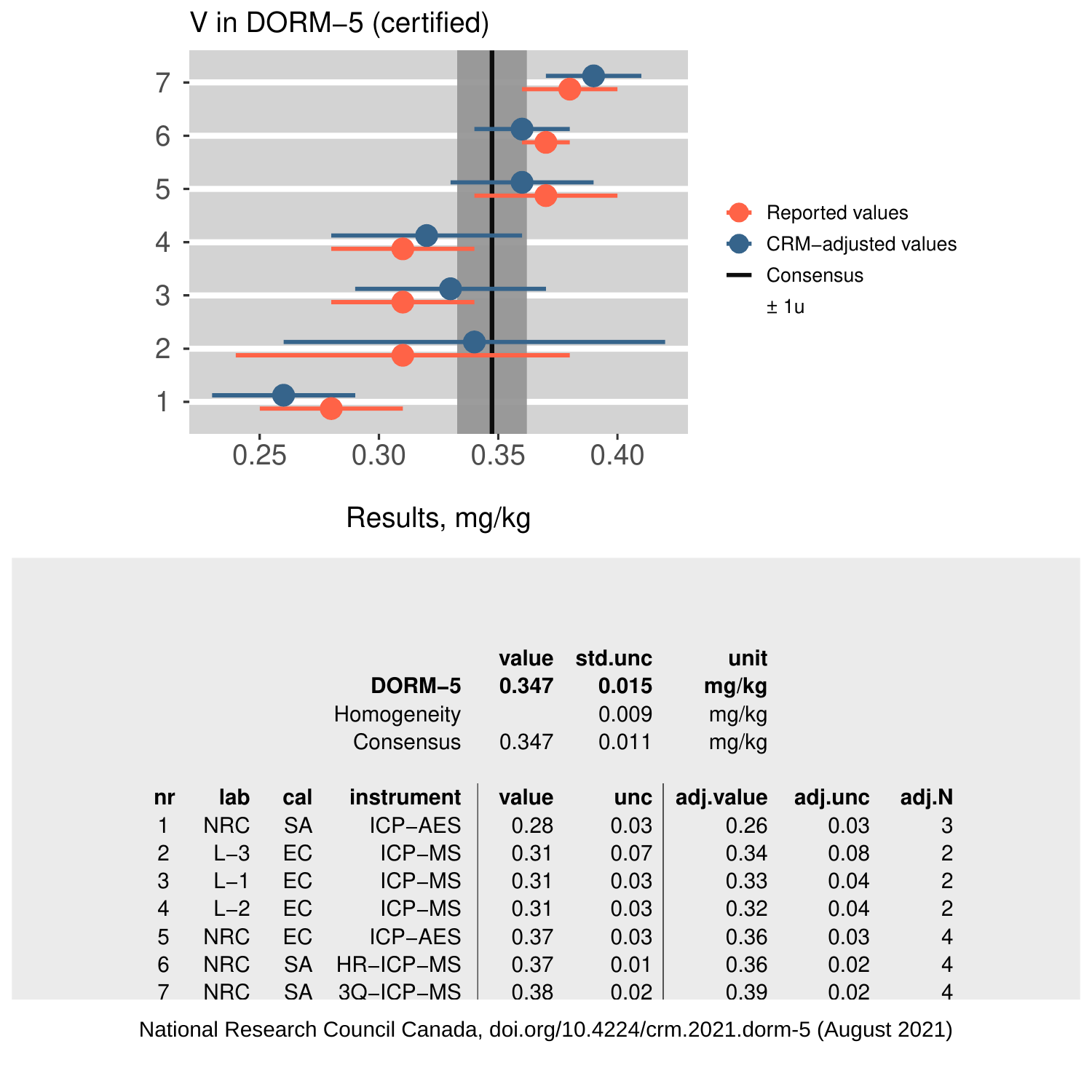## V in DORM−5 (certified)

Results, mg/kg

Legend: Reported values; CRM−adjusted values; Consensus; ± 1u

| | value | std.unc | unit |
|---|---|---|---|
| **DORM−5** | **0.347** | **0.015** | **mg/kg** |
| Homogeneity | | 0.009 | mg/kg |
| Consensus | 0.347 | 0.011 | mg/kg |

| nr | lab | cal | instrument | value | unc | adj.value | adj.unc | adj.N |
|---|---|---|---|---|---|---|---|---|
| 1 | NRC | SA | ICP−AES | 0.28 | 0.03 | 0.26 | 0.03 | 3 |
| 2 | L−3 | EC | ICP−MS | 0.31 | 0.07 | 0.34 | 0.08 | 2 |
| 3 | L−1 | EC | ICP−MS | 0.31 | 0.03 | 0.33 | 0.04 | 2 |
| 4 | L−2 | EC | ICP−MS | 0.31 | 0.03 | 0.32 | 0.04 | 2 |
| 5 | NRC | EC | ICP−AES | 0.37 | 0.03 | 0.36 | 0.03 | 4 |
| 6 | NRC | SA | HR−ICP−MS | 0.37 | 0.01 | 0.36 | 0.02 | 4 |
| 7 | NRC | SA | 3Q−ICP−MS | 0.38 | 0.02 | 0.39 | 0.02 | 4 |

National Research Council Canada, doi.org/10.4224/crm.2021.dorm-5 (August 2021)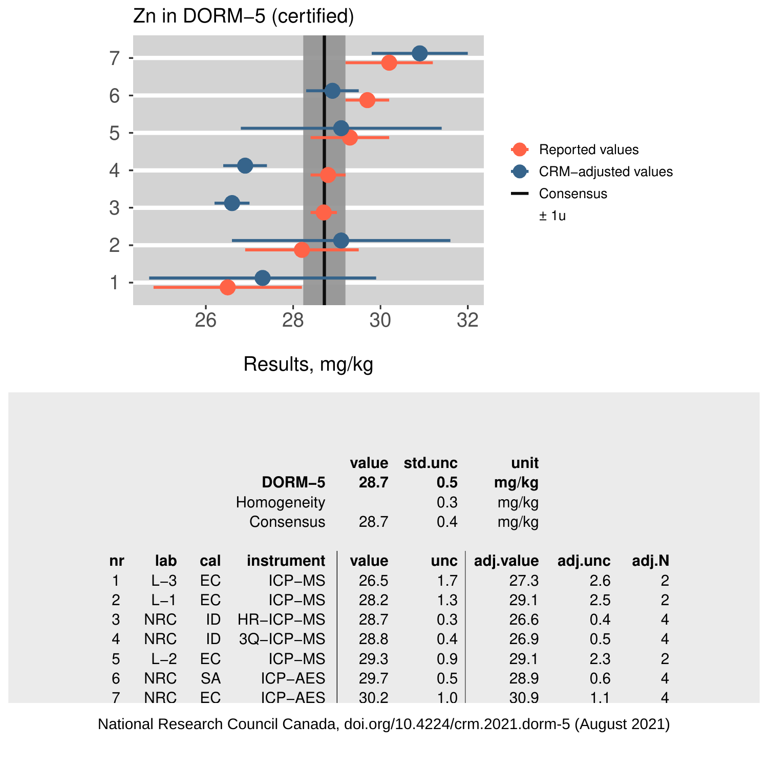## Zn in DORM−5 (certified)

7
6
5
4
3
2
1

26 28 30 32

Results, mg/kg

Reported values
CRM−adjusted values
Consensus
± 1u

| | value | std.unc | unit |
|---|---|---|---|
| **DORM−5** | **28.7** | **0.5** | **mg/kg** |
| Homogeneity | | 0.3 | mg/kg |
| Consensus | 28.7 | 0.4 | mg/kg |

| nr | lab | cal | instrument | value | unc | adj.value | adj.unc | adj.N |
|---|---|---|---|---|---|---|---|---|
| 1 | L−3 | EC | ICP−MS | 26.5 | 1.7 | 27.3 | 2.6 | 2 |
| 2 | L−1 | EC | ICP−MS | 28.2 | 1.3 | 29.1 | 2.5 | 2 |
| 3 | NRC | ID | HR−ICP−MS | 28.7 | 0.3 | 26.6 | 0.4 | 4 |
| 4 | NRC | ID | 3Q−ICP−MS | 28.8 | 0.4 | 26.9 | 0.5 | 4 |
| 5 | L−2 | EC | ICP−MS | 29.3 | 0.9 | 29.1 | 2.3 | 2 |
| 6 | NRC | SA | ICP−AES | 29.7 | 0.5 | 28.9 | 0.6 | 4 |
| 7 | NRC | EC | ICP−AES | 30.2 | 1.0 | 30.9 | 1.1 | 4 |

National Research Council Canada, doi.org/10.4224/crm.2021.dorm-5 (August 2021)